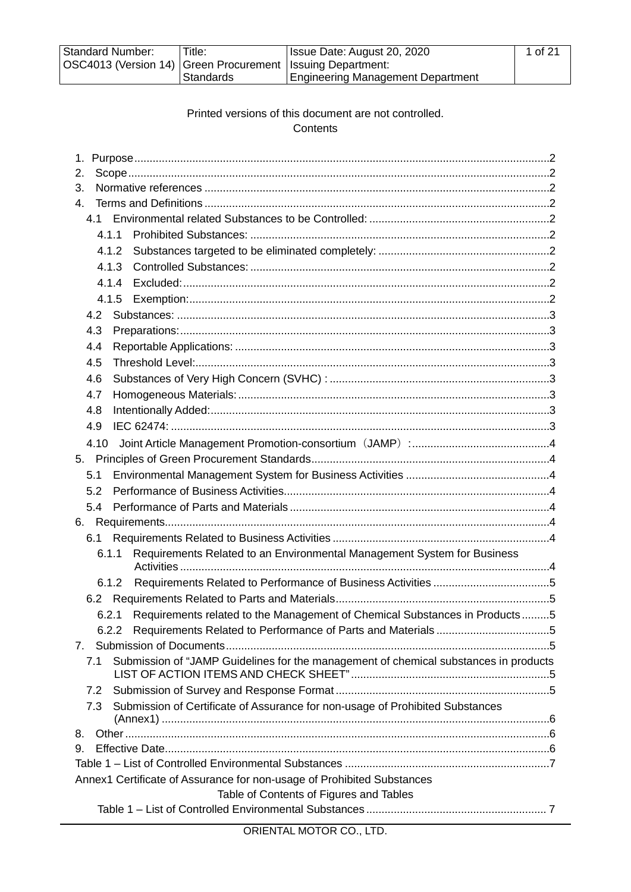| Standard Number: | Title: | Issue Date: August 20, 2020 |
|---|---|---|
| OSC4013 (Version 14) | Green Procurement Standards | Issuing Department: Engineering Management Department |

Printed versions of this document are not controlled.

Contents

1. Purpose....2
2. Scope....2
3. Normative references....2
4. Terms and Definitions....2
   - 4.1 Environmental related Substances to be Controlled:....2
     - 4.1.1 Prohibited Substances:....2
     - 4.1.2 Substances targeted to be eliminated completely:....2
     - 4.1.3 Controlled Substances:....2
     - 4.1.4 Excluded:....2
     - 4.1.5 Exemption:....2
   - 4.2 Substances:....3
   - 4.3 Preparations:....3
   - 4.4 Reportable Applications:....3
   - 4.5 Threshold Level:....3
   - 4.6 Substances of Very High Concern (SVHC) :....3
   - 4.7 Homogeneous Materials:....3
   - 4.8 Intentionally Added:....3
   - 4.9 IEC 62474:....3
   - 4.10 Joint Article Management Promotion-consortium（JAMP）:....4
5. Principles of Green Procurement Standards....4
   - 5.1 Environmental Management System for Business Activities....4
   - 5.2 Performance of Business Activities....4
   - 5.4 Performance of Parts and Materials....4
6. Requirements....4
   - 6.1 Requirements Related to Business Activities....4
     - 6.1.1 Requirements Related to an Environmental Management System for Business Activities....4
     - 6.1.2 Requirements Related to Performance of Business Activities....5
   - 6.2 Requirements Related to Parts and Materials....5
     - 6.2.1 Requirements related to the Management of Chemical Substances in Products....5
     - 6.2.2 Requirements Related to Performance of Parts and Materials....5
7. Submission of Documents....5
   - 7.1 Submission of "JAMP Guidelines for the management of chemical substances in products LIST OF ACTION ITEMS AND CHECK SHEET"....5
   - 7.2 Submission of Survey and Response Format....5
   - 7.3 Submission of Certificate of Assurance for non-usage of Prohibited Substances (Annex1)....6
8. Other....6
9. Effective Date....6

Table 1 – List of Controlled Environmental Substances....7

Annex1 Certificate of Assurance for non-usage of Prohibited Substances

Table of Contents of Figures and Tables

Table 1 – List of Controlled Environmental Substances....7

ORIENTAL MOTOR CO., LTD.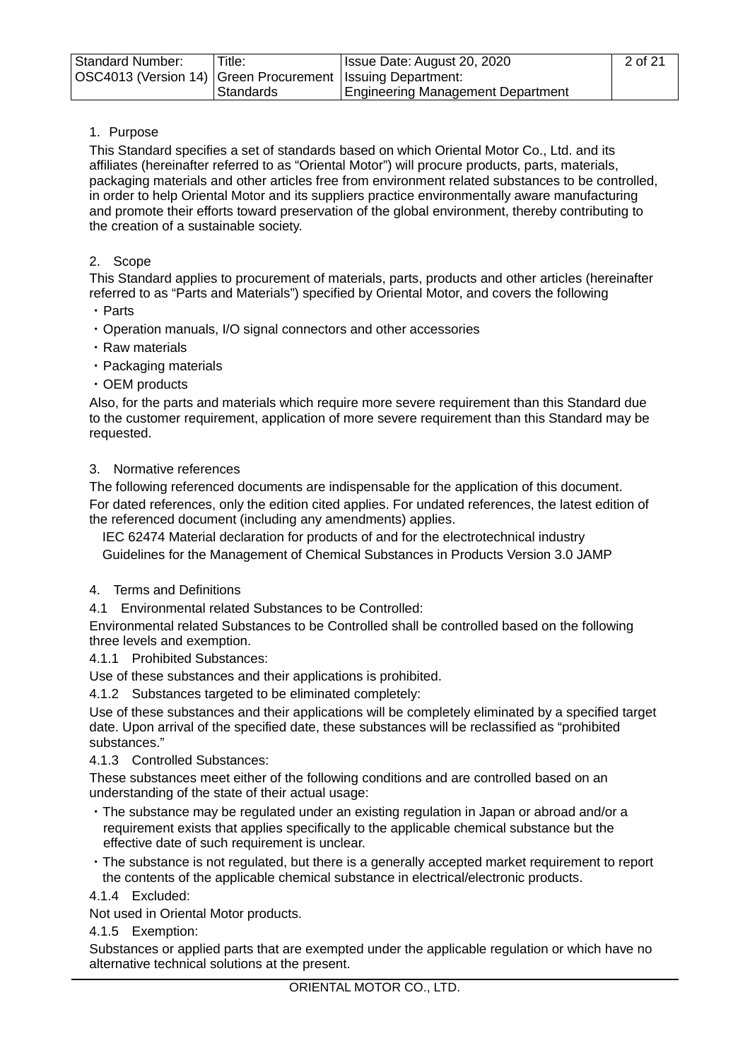## 1. Purpose

This Standard specifies a set of standards based on which Oriental Motor Co., Ltd. and its affiliates (hereinafter referred to as “Oriental Motor”) will procure products, parts, materials, packaging materials and other articles free from environment related substances to be controlled, in order to help Oriental Motor and its suppliers practice environmentally aware manufacturing and promote their efforts toward preservation of the global environment, thereby contributing to the creation of a sustainable society.

## 2. Scope

This Standard applies to procurement of materials, parts, products and other articles (hereinafter referred to as “Parts and Materials”) specified by Oriental Motor, and covers the following

- Parts
- Operation manuals, I/O signal connectors and other accessories
- Raw materials
- Packaging materials
- OEM products

Also, for the parts and materials which require more severe requirement than this Standard due to the customer requirement, application of more severe requirement than this Standard may be requested.

## 3. Normative references

The following referenced documents are indispensable for the application of this document. For dated references, only the edition cited applies. For undated references, the latest edition of the referenced document (including any amendments) applies.

IEC 62474 Material declaration for products of and for the electrotechnical industry

Guidelines for the Management of Chemical Substances in Products Version 3.0 JAMP

## 4. Terms and Definitions

### 4.1 Environmental related Substances to be Controlled:

Environmental related Substances to be Controlled shall be controlled based on the following three levels and exemption.

#### 4.1.1 Prohibited Substances:

Use of these substances and their applications is prohibited.

#### 4.1.2 Substances targeted to be eliminated completely:

Use of these substances and their applications will be completely eliminated by a specified target date. Upon arrival of the specified date, these substances will be reclassified as “prohibited substances.”

#### 4.1.3 Controlled Substances:

These substances meet either of the following conditions and are controlled based on an understanding of the state of their actual usage:

- The substance may be regulated under an existing regulation in Japan or abroad and/or a requirement exists that applies specifically to the applicable chemical substance but the effective date of such requirement is unclear.
- The substance is not regulated, but there is a generally accepted market requirement to report the contents of the applicable chemical substance in electrical/electronic products.

#### 4.1.4 Excluded:

Not used in Oriental Motor products.

#### 4.1.5 Exemption:

Substances or applied parts that are exempted under the applicable regulation or which have no alternative technical solutions at the present.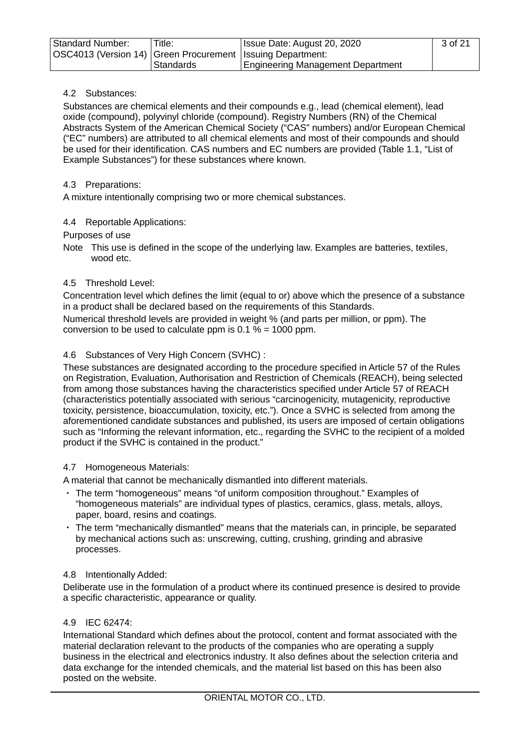### 4.2 Substances:

Substances are chemical elements and their compounds e.g., lead (chemical element), lead oxide (compound), polyvinyl chloride (compound). Registry Numbers (RN) of the Chemical Abstracts System of the American Chemical Society (“CAS” numbers) and/or European Chemical (“EC” numbers) are attributed to all chemical elements and most of their compounds and should be used for their identification. CAS numbers and EC numbers are provided (Table 1.1, “List of Example Substances”) for these substances where known.

### 4.3 Preparations:

A mixture intentionally comprising two or more chemical substances.

### 4.4 Reportable Applications:

Purposes of use

Note This use is defined in the scope of the underlying law. Examples are batteries, textiles, wood etc.

### 4.5 Threshold Level:

Concentration level which defines the limit (equal to or) above which the presence of a substance in a product shall be declared based on the requirements of this Standards.

Numerical threshold levels are provided in weight % (and parts per million, or ppm). The conversion to be used to calculate ppm is 0.1 % = 1000 ppm.

### 4.6 Substances of Very High Concern (SVHC) :

These substances are designated according to the procedure specified in Article 57 of the Rules on Registration, Evaluation, Authorisation and Restriction of Chemicals (REACH), being selected from among those substances having the characteristics specified under Article 57 of REACH (characteristics potentially associated with serious “carcinogenicity, mutagenicity, reproductive toxicity, persistence, bioaccumulation, toxicity, etc.”). Once a SVHC is selected from among the aforementioned candidate substances and published, its users are imposed of certain obligations such as “Informing the relevant information, etc., regarding the SVHC to the recipient of a molded product if the SVHC is contained in the product.”

### 4.7 Homogeneous Materials:

A material that cannot be mechanically dismantled into different materials.

- The term “homogeneous” means “of uniform composition throughout.” Examples of “homogeneous materials” are individual types of plastics, ceramics, glass, metals, alloys, paper, board, resins and coatings.
- The term “mechanically dismantled” means that the materials can, in principle, be separated by mechanical actions such as: unscrewing, cutting, crushing, grinding and abrasive processes.

### 4.8 Intentionally Added:

Deliberate use in the formulation of a product where its continued presence is desired to provide a specific characteristic, appearance or quality.

### 4.9 IEC 62474:

International Standard which defines about the protocol, content and format associated with the material declaration relevant to the products of the companies who are operating a supply business in the electrical and electronics industry. It also defines about the selection criteria and data exchange for the intended chemicals, and the material list based on this has been also posted on the website.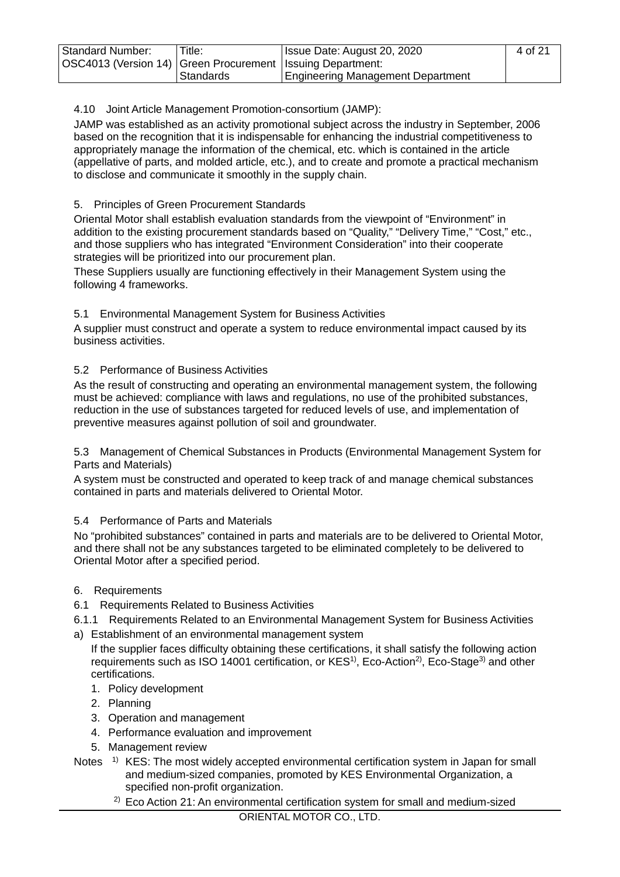### 4.10 Joint Article Management Promotion-consortium (JAMP):

JAMP was established as an activity promotional subject across the industry in September, 2006 based on the recognition that it is indispensable for enhancing the industrial competitiveness to appropriately manage the information of the chemical, etc. which is contained in the article (appellative of parts, and molded article, etc.), and to create and promote a practical mechanism to disclose and communicate it smoothly in the supply chain.

## 5. Principles of Green Procurement Standards

Oriental Motor shall establish evaluation standards from the viewpoint of "Environment" in addition to the existing procurement standards based on "Quality," "Delivery Time," "Cost," etc., and those suppliers who has integrated "Environment Consideration" into their cooperate strategies will be prioritized into our procurement plan.

These Suppliers usually are functioning effectively in their Management System using the following 4 frameworks.

### 5.1 Environmental Management System for Business Activities

A supplier must construct and operate a system to reduce environmental impact caused by its business activities.

### 5.2 Performance of Business Activities

As the result of constructing and operating an environmental management system, the following must be achieved: compliance with laws and regulations, no use of the prohibited substances, reduction in the use of substances targeted for reduced levels of use, and implementation of preventive measures against pollution of soil and groundwater.

### 5.3 Management of Chemical Substances in Products (Environmental Management System for Parts and Materials)

A system must be constructed and operated to keep track of and manage chemical substances contained in parts and materials delivered to Oriental Motor.

### 5.4 Performance of Parts and Materials

No "prohibited substances" contained in parts and materials are to be delivered to Oriental Motor, and there shall not be any substances targeted to be eliminated completely to be delivered to Oriental Motor after a specified period.

## 6. Requirements

### 6.1 Requirements Related to Business Activities

#### 6.1.1 Requirements Related to an Environmental Management System for Business Activities

a) Establishment of an environmental management system

If the supplier faces difficulty obtaining these certifications, it shall satisfy the following action requirements such as ISO 14001 certification, or KES[1], Eco-Action[2], Eco-Stage[3] and other certifications.

1. Policy development
2. Planning
3. Operation and management
4. Performance evaluation and improvement
5. Management review

Notes [1] KES: The most widely accepted environmental certification system in Japan for small and medium-sized companies, promoted by KES Environmental Organization, a specified non-profit organization.

[2] Eco Action 21: An environmental certification system for small and medium-sized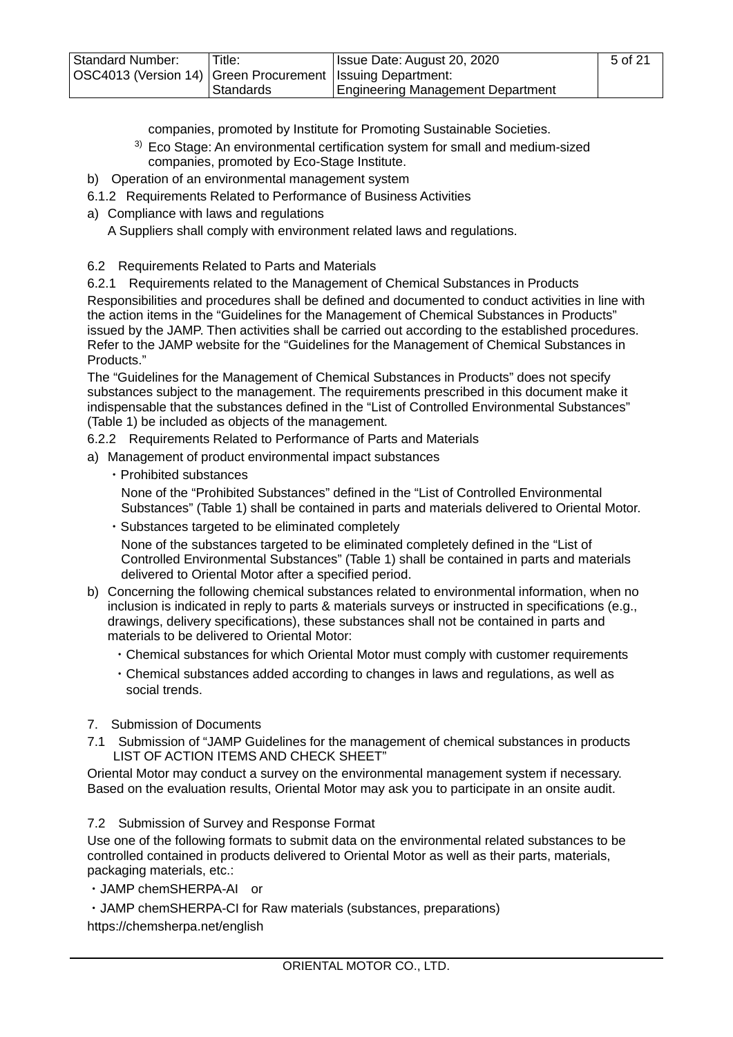companies, promoted by Institute for Promoting Sustainable Societies.

[3] Eco Stage: An environmental certification system for small and medium-sized companies, promoted by Eco-Stage Institute.

b) Operation of an environmental management system

6.1.2 Requirements Related to Performance of Business Activities

a) Compliance with laws and regulations

A Suppliers shall comply with environment related laws and regulations.

### 6.2 Requirements Related to Parts and Materials

#### 6.2.1 Requirements related to the Management of Chemical Substances in Products

Responsibilities and procedures shall be defined and documented to conduct activities in line with the action items in the "Guidelines for the Management of Chemical Substances in Products" issued by the JAMP. Then activities shall be carried out according to the established procedures. Refer to the JAMP website for the "Guidelines for the Management of Chemical Substances in Products."

The "Guidelines for the Management of Chemical Substances in Products" does not specify substances subject to the management. The requirements prescribed in this document make it indispensable that the substances defined in the "List of Controlled Environmental Substances" (Table 1) be included as objects of the management.

#### 6.2.2 Requirements Related to Performance of Parts and Materials

a) Management of product environmental impact substances

- Prohibited substances

  None of the "Prohibited Substances" defined in the "List of Controlled Environmental Substances" (Table 1) shall be contained in parts and materials delivered to Oriental Motor.

- Substances targeted to be eliminated completely

  None of the substances targeted to be eliminated completely defined in the "List of Controlled Environmental Substances" (Table 1) shall be contained in parts and materials delivered to Oriental Motor after a specified period.

b) Concerning the following chemical substances related to environmental information, when no inclusion is indicated in reply to parts & materials surveys or instructed in specifications (e.g., drawings, delivery specifications), these substances shall not be contained in parts and materials to be delivered to Oriental Motor:

- Chemical substances for which Oriental Motor must comply with customer requirements
- Chemical substances added according to changes in laws and regulations, as well as social trends.

## 7. Submission of Documents

### 7.1 Submission of "JAMP Guidelines for the management of chemical substances in products LIST OF ACTION ITEMS AND CHECK SHEET"

Oriental Motor may conduct a survey on the environmental management system if necessary. Based on the evaluation results, Oriental Motor may ask you to participate in an onsite audit.

### 7.2 Submission of Survey and Response Format

Use one of the following formats to submit data on the environmental related substances to be controlled contained in products delivered to Oriental Motor as well as their parts, materials, packaging materials, etc.:

- JAMP chemSHERPA-AI　or
- JAMP chemSHERPA-CI for Raw materials (substances, preparations)

https://chemsherpa.net/english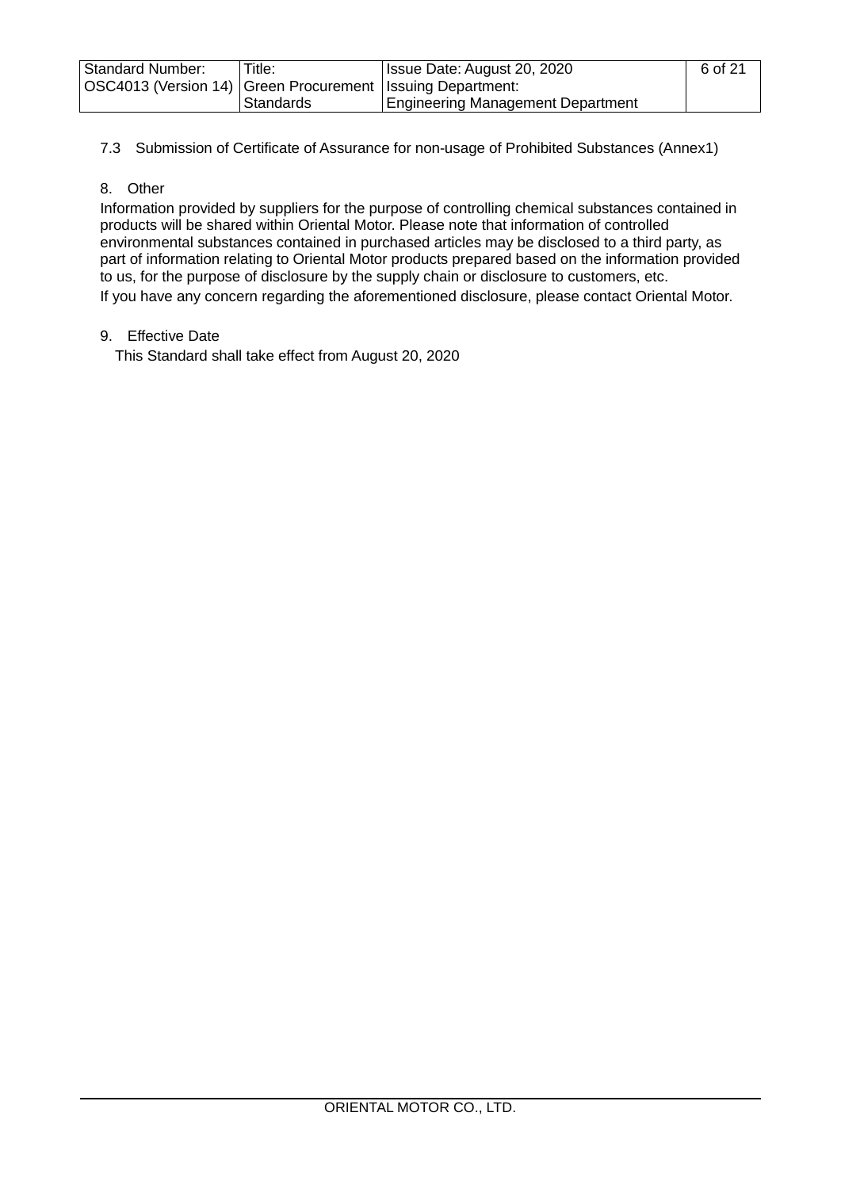7.3 Submission of Certificate of Assurance for non-usage of Prohibited Substances (Annex1)

## 8. Other

Information provided by suppliers for the purpose of controlling chemical substances contained in products will be shared within Oriental Motor. Please note that information of controlled environmental substances contained in purchased articles may be disclosed to a third party, as part of information relating to Oriental Motor products prepared based on the information provided to us, for the purpose of disclosure by the supply chain or disclosure to customers, etc.

If you have any concern regarding the aforementioned disclosure, please contact Oriental Motor.

## 9. Effective Date

This Standard shall take effect from August 20, 2020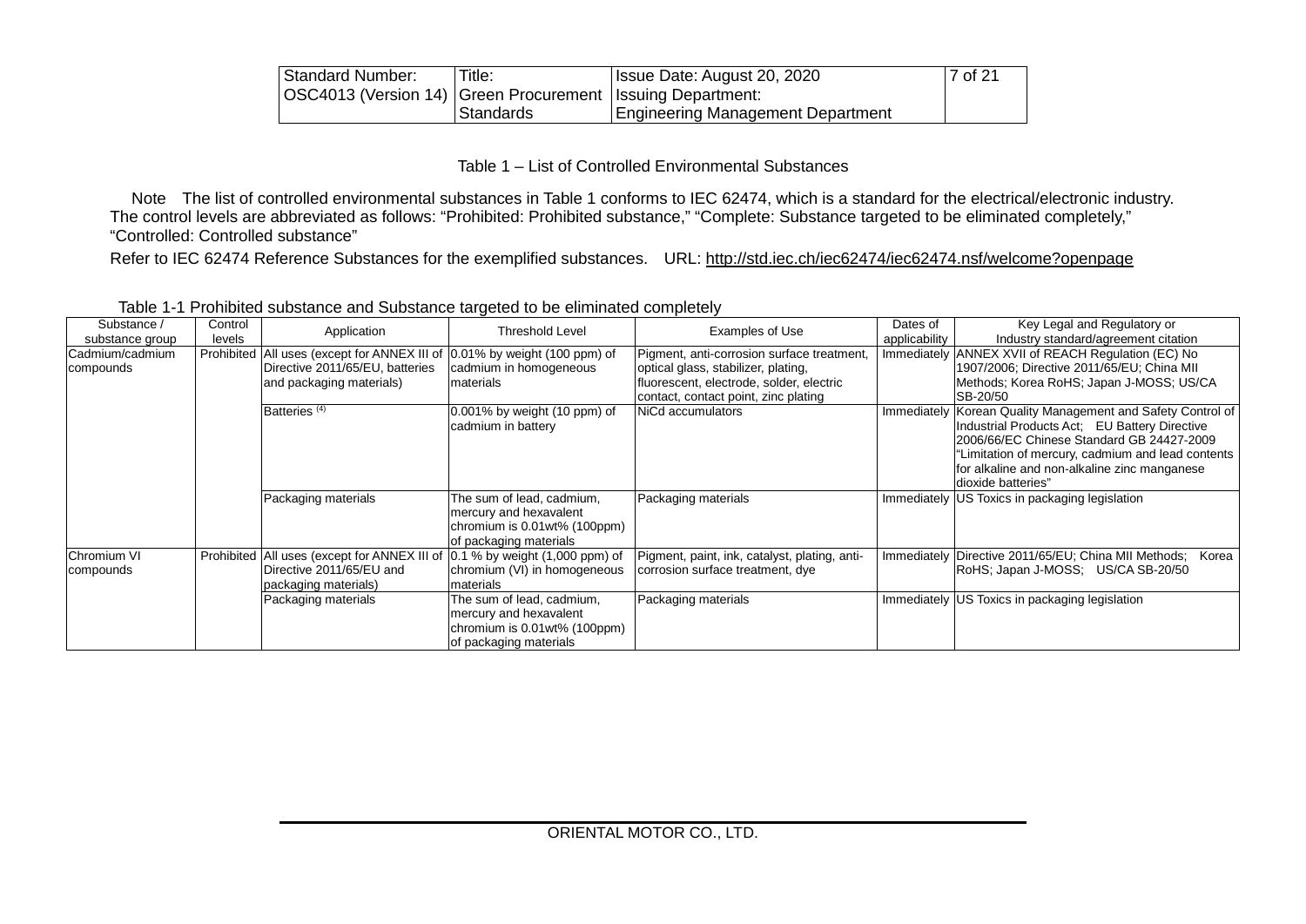Table 1 – List of Controlled Environmental Substances

Note The list of controlled environmental substances in Table 1 conforms to IEC 62474, which is a standard for the electrical/electronic industry. The control levels are abbreviated as follows: “Prohibited: Prohibited substance,” “Complete: Substance targeted to be eliminated completely,” “Controlled: Controlled substance”

Refer to IEC 62474 Reference Substances for the exemplified substances. URL: http://std.iec.ch/iec62474/iec62474.nsf/welcome?openpage

Table 1-1 Prohibited substance and Substance targeted to be eliminated completely

| Substance / substance group | Control levels | Application | Threshold Level | Examples of Use | Dates of applicability | Key Legal and Regulatory or Industry standard/agreement citation |
|---|---|---|---|---|---|---|
| Cadmium/cadmium compounds | Prohibited | All uses (except for ANNEX III of Directive 2011/65/EU, batteries and packaging materials) | 0.01% by weight (100 ppm) of cadmium in homogeneous materials | Pigment, anti-corrosion surface treatment, optical glass, stabilizer, plating, fluorescent, electrode, solder, electric contact, contact point, zinc plating | Immediately | ANNEX XVII of REACH Regulation (EC) No 1907/2006; Directive 2011/65/EU; China MII Methods; Korea RoHS; Japan J-MOSS; US/CA SB-20/50 |
| | | Batteries [(4)] | 0.001% by weight (10 ppm) of cadmium in battery | NiCd accumulators | Immediately | Korean Quality Management and Safety Control of Industrial Products Act; EU Battery Directive 2006/66/EC Chinese Standard GB 24427-2009 “Limitation of mercury, cadmium and lead contents for alkaline and non-alkaline zinc manganese dioxide batteries” |
| | | Packaging materials | The sum of lead, cadmium, mercury and hexavalent chromium is 0.01wt% (100ppm) of packaging materials | Packaging materials | Immediately | US Toxics in packaging legislation |
| Chromium VI compounds | Prohibited | All uses (except for ANNEX III of Directive 2011/65/EU and packaging materials) | 0.1 % by weight (1,000 ppm) of chromium (VI) in homogeneous materials | Pigment, paint, ink, catalyst, plating, anti-corrosion surface treatment, dye | Immediately | Directive 2011/65/EU; China MII Methods; Korea RoHS; Japan J-MOSS; US/CA SB-20/50 |
| | | Packaging materials | The sum of lead, cadmium, mercury and hexavalent chromium is 0.01wt% (100ppm) of packaging materials | Packaging materials | Immediately | US Toxics in packaging legislation |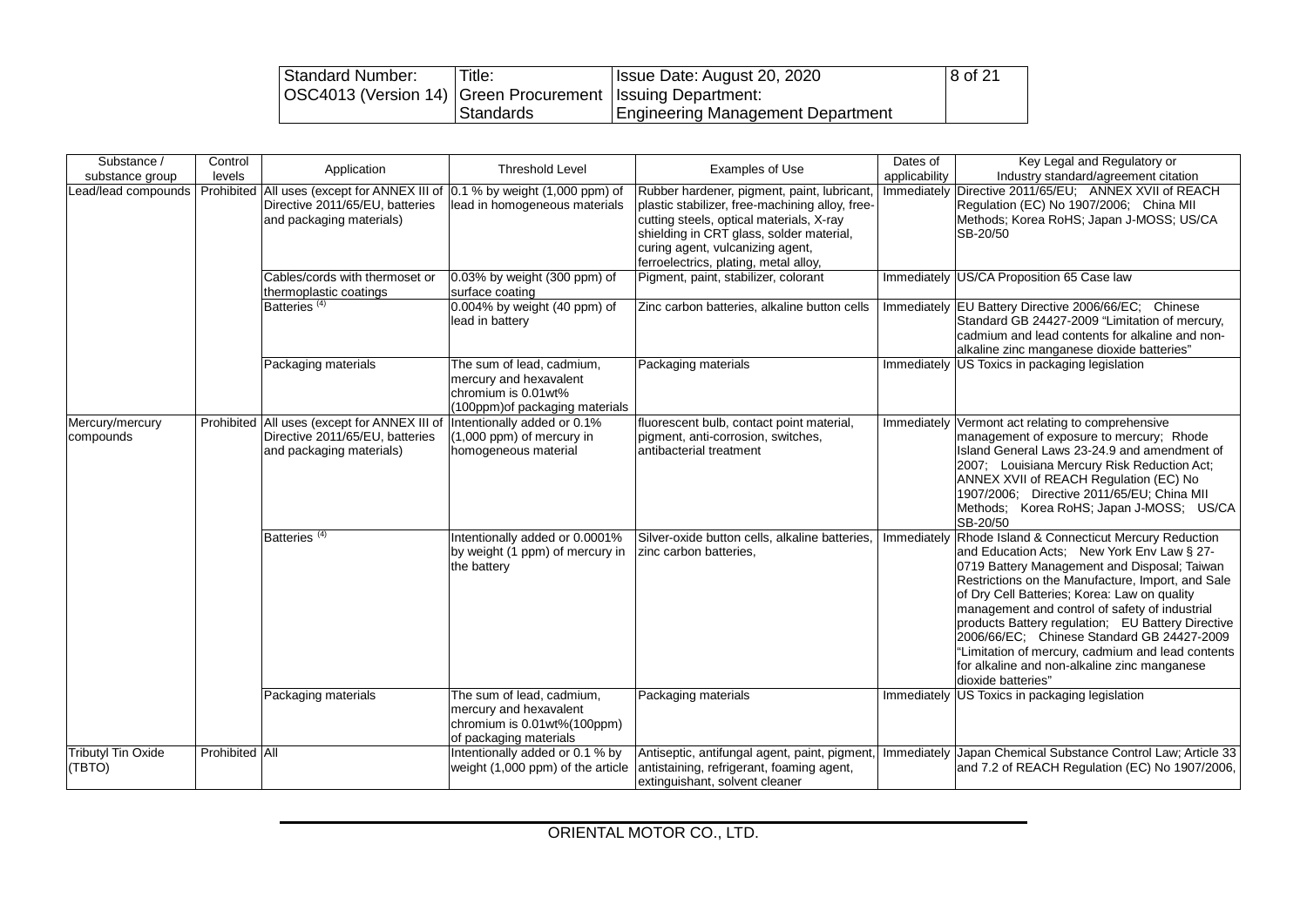| Substance / substance group | Control levels | Application | Threshold Level | Examples of Use | Dates of applicability | Key Legal and Regulatory or Industry standard/agreement citation |
|---|---|---|---|---|---|---|
| Lead/lead compounds | Prohibited | All uses (except for ANNEX III of Directive 2011/65/EU, batteries and packaging materials) | 0.1 % by weight (1,000 ppm) of lead in homogeneous materials | Rubber hardener, pigment, paint, lubricant, plastic stabilizer, free-machining alloy, free-cutting steels, optical materials, X-ray shielding in CRT glass, solder material, curing agent, vulcanizing agent, ferroelectrics, plating, metal alloy, | Immediately | Directive 2011/65/EU; ANNEX XVII of REACH Regulation (EC) No 1907/2006; China MII Methods; Korea RoHS; Japan J-MOSS; US/CA SB-20/50 |
| | | Cables/cords with thermoset or thermoplastic coatings | 0.03% by weight (300 ppm) of surface coating | Pigment, paint, stabilizer, colorant | Immediately | US/CA Proposition 65 Case law |
| | | Batteries (4) | 0.004% by weight (40 ppm) of lead in battery | Zinc carbon batteries, alkaline button cells | Immediately | EU Battery Directive 2006/66/EC; Chinese Standard GB 24427-2009 "Limitation of mercury, cadmium and lead contents for alkaline and non-alkaline zinc manganese dioxide batteries" |
| | | Packaging materials | The sum of lead, cadmium, mercury and hexavalent chromium is 0.01wt% (100ppm)of packaging materials | Packaging materials | Immediately | US Toxics in packaging legislation |
| Mercury/mercury compounds | Prohibited | All uses (except for ANNEX III of Directive 2011/65/EU, batteries and packaging materials) | Intentionally added or 0.1% (1,000 ppm) of mercury in homogeneous material | fluorescent bulb, contact point material, pigment, anti-corrosion, switches, antibacterial treatment | Immediately | Vermont act relating to comprehensive management of exposure to mercury; Rhode Island General Laws 23-24.9 and amendment of 2007; Louisiana Mercury Risk Reduction Act; ANNEX XVII of REACH Regulation (EC) No 1907/2006; Directive 2011/65/EU; China MII Methods; Korea RoHS; Japan J-MOSS; US/CA SB-20/50 |
| | | Batteries (4) | Intentionally added or 0.0001% by weight (1 ppm) of mercury in the battery | Silver-oxide button cells, alkaline batteries, zinc carbon batteries, | Immediately | Rhode Island & Connecticut Mercury Reduction and Education Acts; New York Env Law § 27-0719 Battery Management and Disposal; Taiwan Restrictions on the Manufacture, Import, and Sale of Dry Cell Batteries; Korea: Law on quality management and control of safety of industrial products Battery regulation; EU Battery Directive 2006/66/EC; Chinese Standard GB 24427-2009 "Limitation of mercury, cadmium and lead contents for alkaline and non-alkaline zinc manganese dioxide batteries" |
| | | Packaging materials | The sum of lead, cadmium, mercury and hexavalent chromium is 0.01wt%(100ppm) of packaging materials | Packaging materials | Immediately | US Toxics in packaging legislation |
| Tributyl Tin Oxide (TBTO) | Prohibited | All | Intentionally added or 0.1 % by weight (1,000 ppm) of the article | Antiseptic, antifungal agent, paint, pigment, antistaining, refrigerant, foaming agent, extinguishant, solvent cleaner | Immediately | Japan Chemical Substance Control Law; Article 33 and 7.2 of REACH Regulation (EC) No 1907/2006, |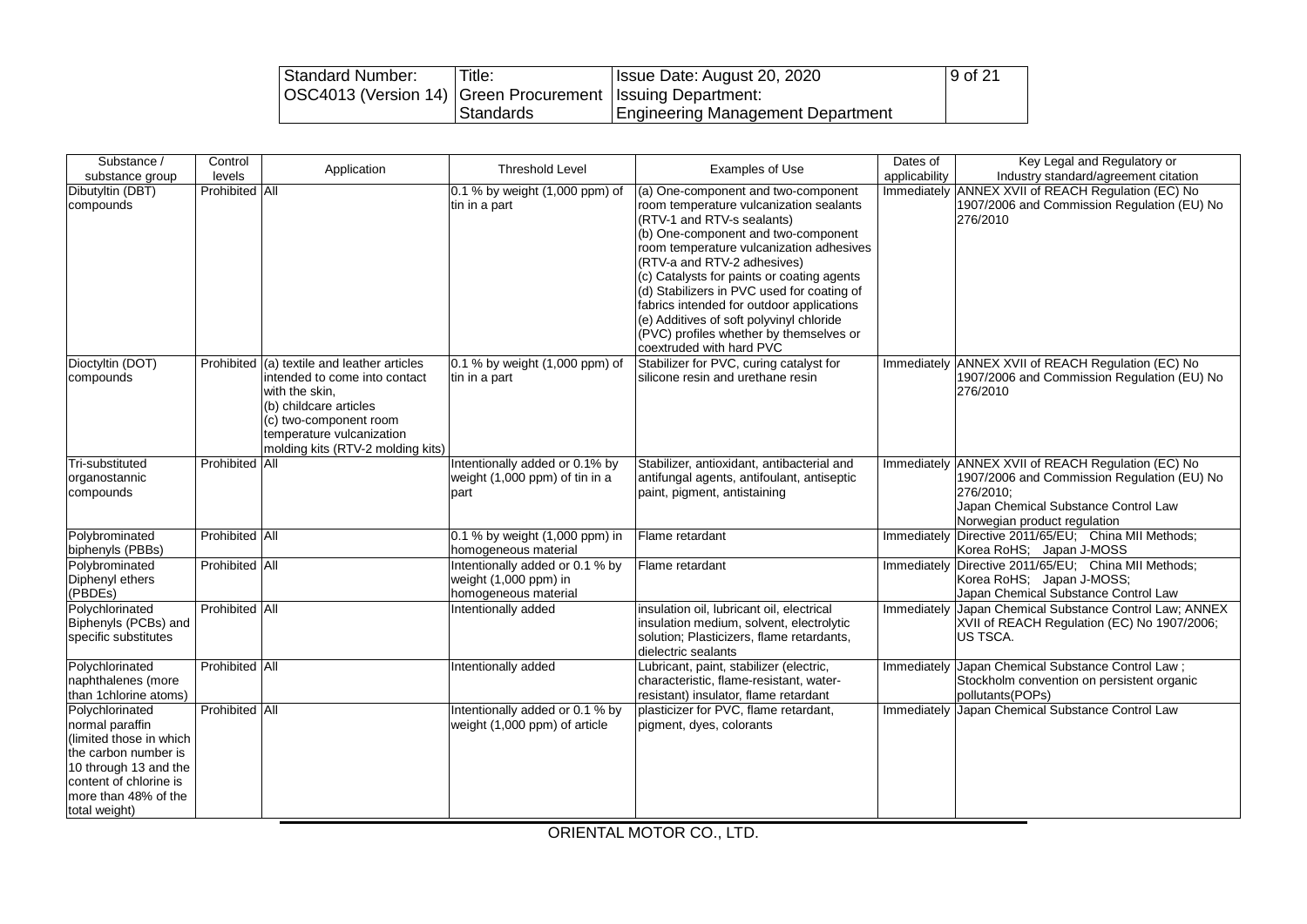| Substance / substance group | Control levels | Application | Threshold Level | Examples of Use | Dates of applicability | Key Legal and Regulatory or Industry standard/agreement citation |
|---|---|---|---|---|---|---|
| Dibutyltin (DBT) compounds | Prohibited | All | 0.1 % by weight (1,000 ppm) of tin in a part | (a) One-component and two-component room temperature vulcanization sealants (RTV-1 and RTV-s sealants)<br>(b) One-component and two-component room temperature vulcanization adhesives (RTV-a and RTV-2 adhesives)<br>(c) Catalysts for paints or coating agents<br>(d) Stabilizers in PVC used for coating of fabrics intended for outdoor applications<br>(e) Additives of soft polyvinyl chloride (PVC) profiles whether by themselves or coextruded with hard PVC | Immediately | ANNEX XVII of REACH Regulation (EC) No 1907/2006 and Commission Regulation (EU) No 276/2010 |
| Dioctyltin (DOT) compounds | Prohibited | (a) textile and leather articles intended to come into contact with the skin,<br>(b) childcare articles<br>(c) two-component room temperature vulcanization molding kits (RTV-2 molding kits) | 0.1 % by weight (1,000 ppm) of tin in a part | Stabilizer for PVC, curing catalyst for silicone resin and urethane resin | Immediately | ANNEX XVII of REACH Regulation (EC) No 1907/2006 and Commission Regulation (EU) No 276/2010 |
| Tri-substituted organostannic compounds | Prohibited | All | Intentionally added or 0.1% by weight (1,000 ppm) of tin in a part | Stabilizer, antioxidant, antibacterial and antifungal agents, antifoulant, antiseptic paint, pigment, antistaining | Immediately | ANNEX XVII of REACH Regulation (EC) No 1907/2006 and Commission Regulation (EU) No 276/2010;<br>Japan Chemical Substance Control Law<br>Norwegian product regulation |
| Polybrominated biphenyls (PBBs) | Prohibited | All | 0.1 % by weight (1,000 ppm) in homogeneous material | Flame retardant | Immediately | Directive 2011/65/EU; China MII Methods; Korea RoHS; Japan J-MOSS |
| Polybrominated Diphenyl ethers (PBDEs) | Prohibited | All | Intentionally added or 0.1 % by weight (1,000 ppm) in homogeneous material | Flame retardant | Immediately | Directive 2011/65/EU; China MII Methods; Korea RoHS; Japan J-MOSS;<br>Japan Chemical Substance Control Law |
| Polychlorinated Biphenyls (PCBs) and specific substitutes | Prohibited | All | Intentionally added | insulation oil, lubricant oil, electrical insulation medium, solvent, electrolytic solution; Plasticizers, flame retardants, dielectric sealants | Immediately | Japan Chemical Substance Control Law; ANNEX XVII of REACH Regulation (EC) No 1907/2006;<br>US TSCA. |
| Polychlorinated naphthalenes (more than 1chlorine atoms) | Prohibited | All | Intentionally added | Lubricant, paint, stabilizer (electric, characteristic, flame-resistant, water-resistant) insulator, flame retardant | Immediately | Japan Chemical Substance Control Law ;<br>Stockholm convention on persistent organic pollutants(POPs) |
| Polychlorinated normal paraffin (limited those in which the carbon number is 10 through 13 and the content of chlorine is more than 48% of the total weight) | Prohibited | All | Intentionally added or 0.1 % by weight (1,000 ppm) of article | plasticizer for PVC, flame retardant, pigment, dyes, colorants | Immediately | Japan Chemical Substance Control Law |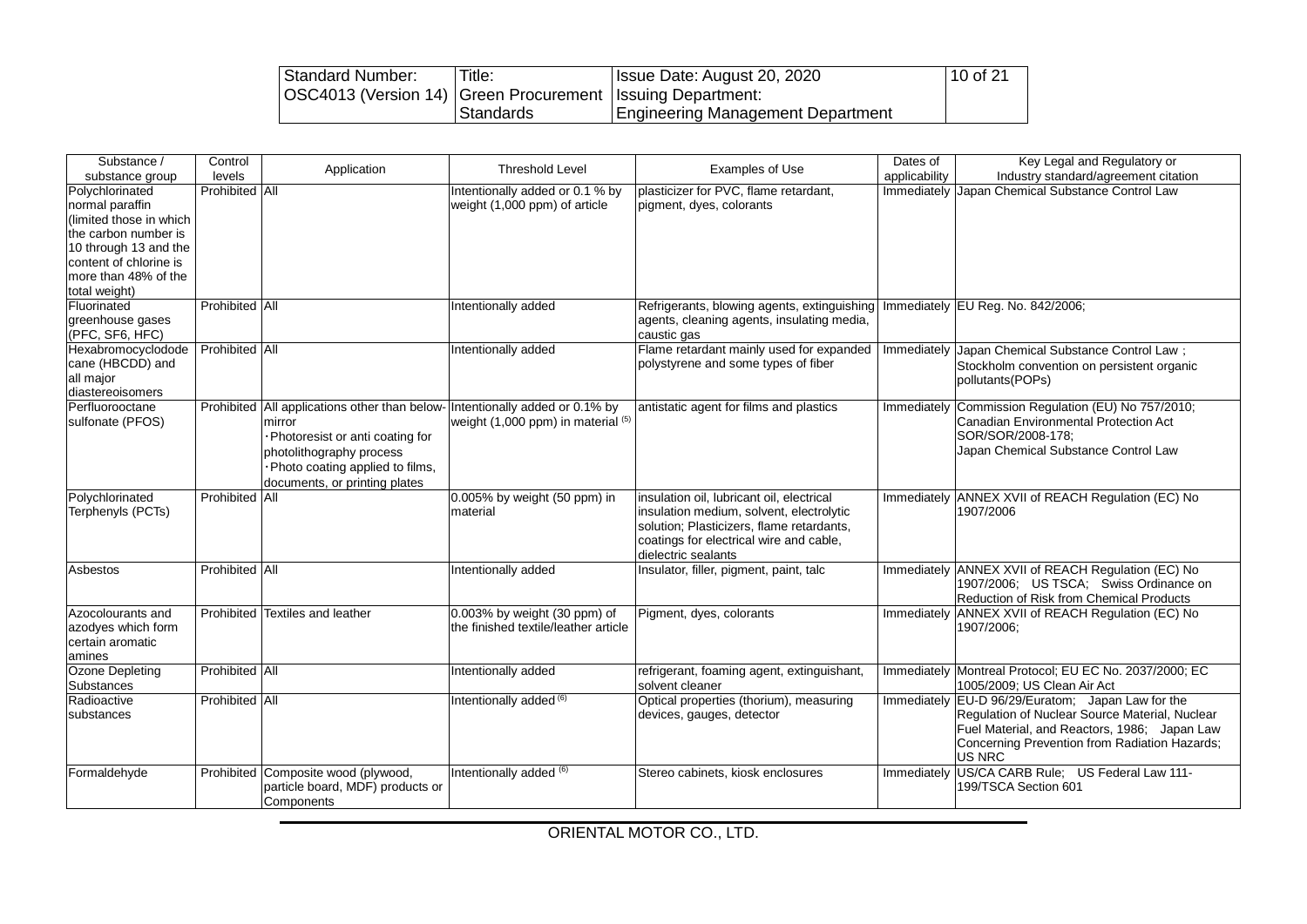| Substance / substance group | Control levels | Application | Threshold Level | Examples of Use | Dates of applicability | Key Legal and Regulatory or Industry standard/agreement citation |
|---|---|---|---|---|---|---|
| Polychlorinated normal paraffin (limited those in which the carbon number is 10 through 13 and the content of chlorine is more than 48% of the total weight) | Prohibited | All | Intentionally added or 0.1 % by weight (1,000 ppm) of article | plasticizer for PVC, flame retardant, pigment, dyes, colorants | Immediately | Japan Chemical Substance Control Law |
| Fluorinated greenhouse gases (PFC, SF6, HFC) | Prohibited | All | Intentionally added | Refrigerants, blowing agents, extinguishing agents, cleaning agents, insulating media, caustic gas | Immediately | EU Reg. No. 842/2006; |
| Hexabromocyclododecane (HBCDD) and all major diastereoisomers | Prohibited | All | Intentionally added | Flame retardant mainly used for expanded polystyrene and some types of fiber | Immediately | Japan Chemical Substance Control Law ; Stockholm convention on persistent organic pollutants(POPs) |
| Perfluorooctane sulfonate (PFOS) | Prohibited | All applications other than below-mirror<br>・Photoresist or anti coating for photolithography process<br>・Photo coating applied to films, documents, or printing plates | Intentionally added or 0.1% by weight (1,000 ppm) in material (5) | antistatic agent for films and plastics | Immediately | Commission Regulation (EU) No 757/2010; Canadian Environmental Protection Act SOR/SOR/2008-178; Japan Chemical Substance Control Law |
| Polychlorinated Terphenyls (PCTs) | Prohibited | All | 0.005% by weight (50 ppm) in material | insulation oil, lubricant oil, electrical insulation medium, solvent, electrolytic solution; Plasticizers, flame retardants, coatings for electrical wire and cable, dielectric sealants | Immediately | ANNEX XVII of REACH Regulation (EC) No 1907/2006 |
| Asbestos | Prohibited | All | Intentionally added | Insulator, filler, pigment, paint, talc | Immediately | ANNEX XVII of REACH Regulation (EC) No 1907/2006; US TSCA; Swiss Ordinance on Reduction of Risk from Chemical Products |
| Azocolourants and azodyes which form certain aromatic amines | Prohibited | Textiles and leather | 0.003% by weight (30 ppm) of the finished textile/leather article | Pigment, dyes, colorants | Immediately | ANNEX XVII of REACH Regulation (EC) No 1907/2006; |
| Ozone Depleting Substances | Prohibited | All | Intentionally added | refrigerant, foaming agent, extinguishant, solvent cleaner | Immediately | Montreal Protocol; EU EC No. 2037/2000; EC 1005/2009; US Clean Air Act |
| Radioactive substances | Prohibited | All | Intentionally added (6) | Optical properties (thorium), measuring devices, gauges, detector | Immediately | EU-D 96/29/Euratom; Japan Law for the Regulation of Nuclear Source Material, Nuclear Fuel Material, and Reactors, 1986; Japan Law Concerning Prevention from Radiation Hazards; US NRC |
| Formaldehyde | Prohibited | Composite wood (plywood, particle board, MDF) products or Components | Intentionally added (6) | Stereo cabinets, kiosk enclosures | Immediately | US/CA CARB Rule; US Federal Law 111-199/TSCA Section 601 |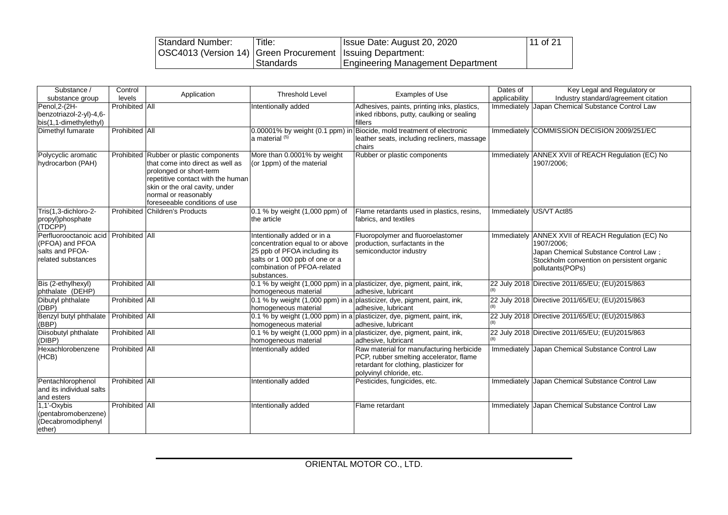| Substance / substance group | Control levels | Application | Threshold Level | Examples of Use | Dates of applicability | Key Legal and Regulatory or Industry standard/agreement citation |
|---|---|---|---|---|---|---|
| Penol,2-(2H-benzotriazol-2-yl)-4,6-bis(1,1-dimethylethyl) | Prohibited | All | Intentionally added | Adhesives, paints, printing inks, plastics, inked ribbons, putty, caulking or sealing fillers | Immediately | Japan Chemical Substance Control Law |
| Dimethyl fumarate | Prohibited | All | 0.00001% by weight (0.1 ppm) in a material (5) | Biocide, mold treatment of electronic leather seats, including recliners, massage chairs | Immediately | COMMISSION DECISION 2009/251/EC |
| Polycyclic aromatic hydrocarbon (PAH) | Prohibited | Rubber or plastic components that come into direct as well as prolonged or short-term repetitive contact with the human skin or the oral cavity, under normal or reasonably foreseeable conditions of use | More than 0.0001% by weight (or 1ppm) of the material | Rubber or plastic components | Immediately | ANNEX XVII of REACH Regulation (EC) No 1907/2006; |
| Tris(1,3-dichloro-2-propyl)phosphate (TDCPP) | Prohibited | Children's Products | 0.1 % by weight (1,000 ppm) of the article | Flame retardants used in plastics, resins, fabrics, and textiles | Immediately | US/VT Act85 |
| Perfluorooctanoic acid (PFOA) and PFOA salts and PFOA-related substances | Prohibited | All | Intentionally added or in a concentration equal to or above 25 ppb of PFOA including its salts or 1 000 ppb of one or a combination of PFOA-related substances. | Fluoropolymer and fluoroelastomer production, surfactants in the semiconductor industry | Immediately | ANNEX XVII of REACH Regulation (EC) No 1907/2006; Japan Chemical Substance Control Law; Stockholm convention on persistent organic pollutants(POPs) |
| Bis (2-ethylhexyl) phthalate (DEHP) | Prohibited | All | 0.1 % by weight (1,000 ppm) in a homogeneous material | plasticizer, dye, pigment, paint, ink, adhesive, lubricant | 22 July 2018 (8) | Directive 2011/65/EU; (EU)2015/863 |
| Dibutyl phthalate (DBP) | Prohibited | All | 0.1 % by weight (1,000 ppm) in a homogeneous material | plasticizer, dye, pigment, paint, ink, adhesive, lubricant | 22 July 2018 (8) | Directive 2011/65/EU; (EU)2015/863 |
| Benzyl butyl phthalate (BBP) | Prohibited | All | 0.1 % by weight (1,000 ppm) in a homogeneous material | plasticizer, dye, pigment, paint, ink, adhesive, lubricant | 22 July 2018 (8) | Directive 2011/65/EU; (EU)2015/863 |
| Diisobutyl phthalate (DIBP) | Prohibited | All | 0.1 % by weight (1,000 ppm) in a homogeneous material | plasticizer, dye, pigment, paint, ink, adhesive, lubricant | 22 July 2018 (8) | Directive 2011/65/EU; (EU)2015/863 |
| Hexachlorobenzene (HCB) | Prohibited | All | Intentionally added | Raw material for manufacturing herbicide PCP, rubber smelting accelerator, flame retardant for clothing, plasticizer for polyvinyl chloride, etc. | Immediately | Japan Chemical Substance Control Law |
| Pentachlorophenol and its individual salts and esters | Prohibited | All | Intentionally added | Pesticides, fungicides, etc. | Immediately | Japan Chemical Substance Control Law |
| 1,1'-Oxybis (pentabromobenzene) (Decabromodiphenyl ether) | Prohibited | All | Intentionally added | Flame retardant | Immediately | Japan Chemical Substance Control Law |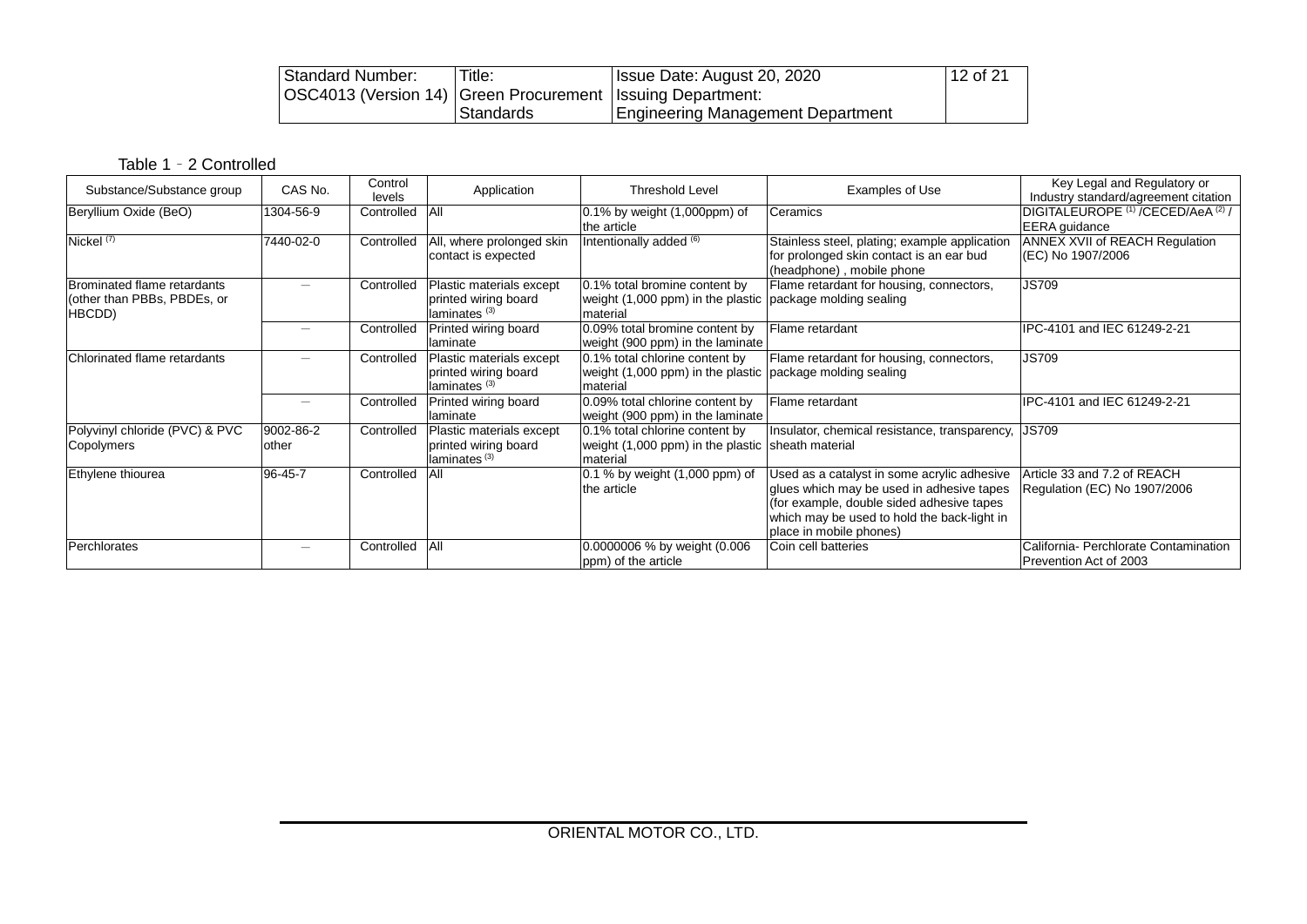Table 1 - 2 Controlled

| Substance/Substance group | CAS No. | Control levels | Application | Threshold Level | Examples of Use | Key Legal and Regulatory or Industry standard/agreement citation |
|---|---|---|---|---|---|---|
| Beryllium Oxide (BeO) | 1304-56-9 | Controlled | All | 0.1% by weight (1,000ppm) of the article | Ceramics | DIGITALEUROPE [1] /CECED/AeA [2] / EERA guidance |
| Nickel [7] | 7440-02-0 | Controlled | All, where prolonged skin contact is expected | Intentionally added [6] | Stainless steel, plating; example application for prolonged skin contact is an ear bud (headphone) , mobile phone | ANNEX XVII of REACH Regulation (EC) No 1907/2006 |
| Brominated flame retardants (other than PBBs, PBDEs, or HBCDD) | — | Controlled | Plastic materials except printed wiring board laminates [3] | 0.1% total bromine content by weight (1,000 ppm) in the plastic material | Flame retardant for housing, connectors, package molding sealing | JS709 |
| | — | Controlled | Printed wiring board laminate | 0.09% total bromine content by weight (900 ppm) in the laminate | Flame retardant | IPC-4101 and IEC 61249-2-21 |
| Chlorinated flame retardants | — | Controlled | Plastic materials except printed wiring board laminates [3] | 0.1% total chlorine content by weight (1,000 ppm) in the plastic material | Flame retardant for housing, connectors, package molding sealing | JS709 |
| | — | Controlled | Printed wiring board laminate | 0.09% total chlorine content by weight (900 ppm) in the laminate | Flame retardant | IPC-4101 and IEC 61249-2-21 |
| Polyvinyl chloride (PVC) & PVC Copolymers | 9002-86-2 other | Controlled | Plastic materials except printed wiring board laminates [3] | 0.1% total chlorine content by weight (1,000 ppm) in the plastic material | Insulator, chemical resistance, transparency, sheath material | JS709 |
| Ethylene thiourea | 96-45-7 | Controlled | All | 0.1 % by weight (1,000 ppm) of the article | Used as a catalyst in some acrylic adhesive glues which may be used in adhesive tapes (for example, double sided adhesive tapes which may be used to hold the back-light in place in mobile phones) | Article 33 and 7.2 of REACH Regulation (EC) No 1907/2006 |
| Perchlorates | — | Controlled | All | 0.0000006 % by weight (0.006 ppm) of the article | Coin cell batteries | California- Perchlorate Contamination Prevention Act of 2003 |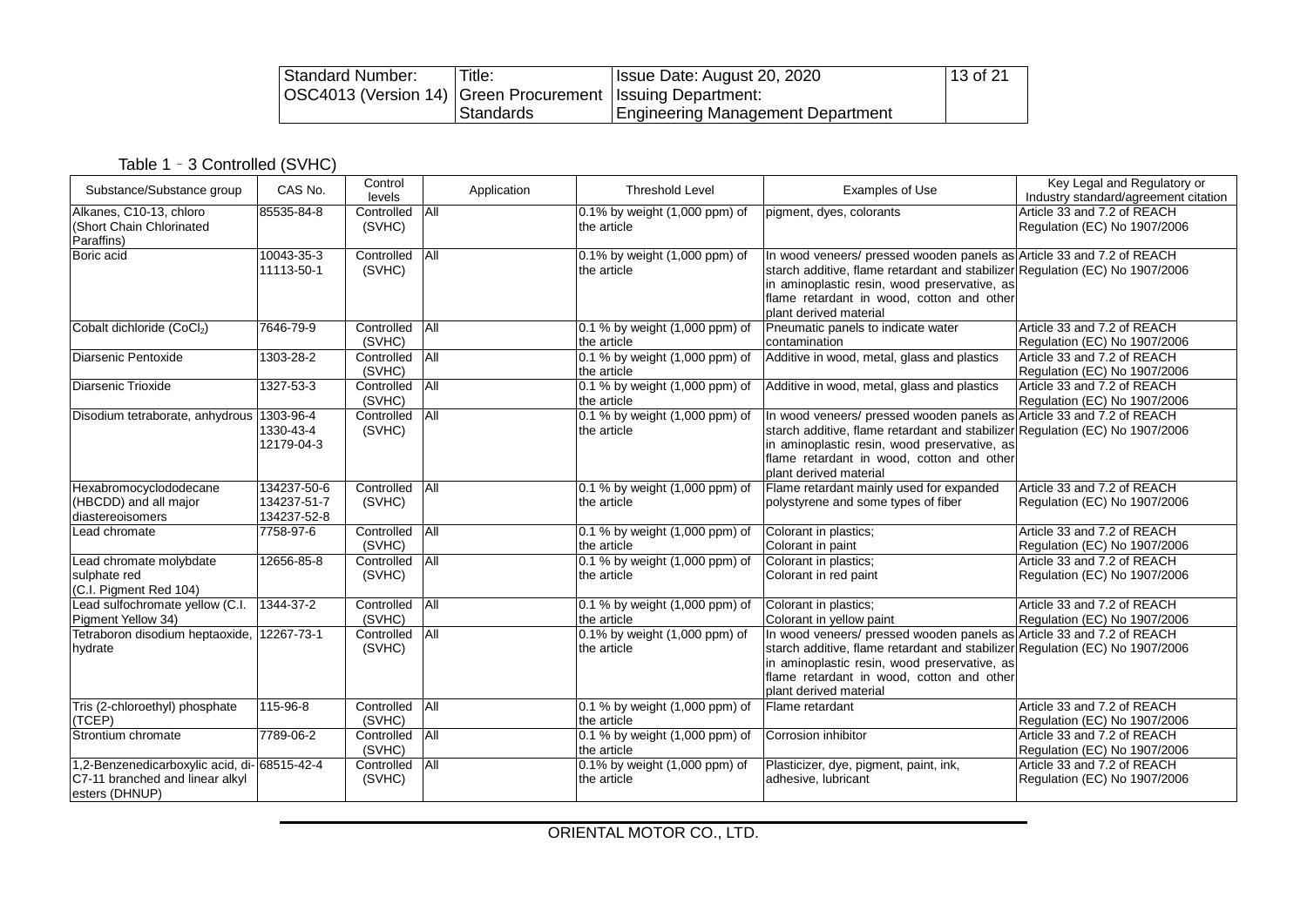Table 1‐3 Controlled (SVHC)

| Substance/Substance group | CAS No. | Control levels | Application | Threshold Level | Examples of Use | Key Legal and Regulatory or Industry standard/agreement citation |
|---|---|---|---|---|---|---|
| Alkanes, C10-13, chloro (Short Chain Chlorinated Paraffins) | 85535-84-8 | Controlled (SVHC) | All | 0.1% by weight (1,000 ppm) of the article | pigment, dyes, colorants | Article 33 and 7.2 of REACH Regulation (EC) No 1907/2006 |
| Boric acid | 10043-35-3 11113-50-1 | Controlled (SVHC) | All | 0.1% by weight (1,000 ppm) of the article | In wood veneers/ pressed wooden panels as starch additive, flame retardant and stabilizer in aminoplastic resin, wood preservative, as flame retardant in wood, cotton and other plant derived material | Article 33 and 7.2 of REACH Regulation (EC) No 1907/2006 |
| Cobalt dichloride ($CoCl_2$) | 7646-79-9 | Controlled (SVHC) | All | 0.1 % by weight (1,000 ppm) of the article | Pneumatic panels to indicate water contamination | Article 33 and 7.2 of REACH Regulation (EC) No 1907/2006 |
| Diarsenic Pentoxide | 1303-28-2 | Controlled (SVHC) | All | 0.1 % by weight (1,000 ppm) of the article | Additive in wood, metal, glass and plastics | Article 33 and 7.2 of REACH Regulation (EC) No 1907/2006 |
| Diarsenic Trioxide | 1327-53-3 | Controlled (SVHC) | All | 0.1 % by weight (1,000 ppm) of the article | Additive in wood, metal, glass and plastics | Article 33 and 7.2 of REACH Regulation (EC) No 1907/2006 |
| Disodium tetraborate, anhydrous | 1303-96-4 1330-43-4 12179-04-3 | Controlled (SVHC) | All | 0.1 % by weight (1,000 ppm) of the article | In wood veneers/ pressed wooden panels as starch additive, flame retardant and stabilizer in aminoplastic resin, wood preservative, as flame retardant in wood, cotton and other plant derived material | Article 33 and 7.2 of REACH Regulation (EC) No 1907/2006 |
| Hexabromocyclododecane (HBCDD) and all major diastereoisomers | 134237-50-6 134237-51-7 134237-52-8 | Controlled (SVHC) | All | 0.1 % by weight (1,000 ppm) of the article | Flame retardant mainly used for expanded polystyrene and some types of fiber | Article 33 and 7.2 of REACH Regulation (EC) No 1907/2006 |
| Lead chromate | 7758-97-6 | Controlled (SVHC) | All | 0.1 % by weight (1,000 ppm) of the article | Colorant in plastics; Colorant in paint | Article 33 and 7.2 of REACH Regulation (EC) No 1907/2006 |
| Lead chromate molybdate sulphate red (C.I. Pigment Red 104) | 12656-85-8 | Controlled (SVHC) | All | 0.1 % by weight (1,000 ppm) of the article | Colorant in plastics; Colorant in red paint | Article 33 and 7.2 of REACH Regulation (EC) No 1907/2006 |
| Lead sulfochromate yellow (C.I. Pigment Yellow 34) | 1344-37-2 | Controlled (SVHC) | All | 0.1 % by weight (1,000 ppm) of the article | Colorant in plastics; Colorant in yellow paint | Article 33 and 7.2 of REACH Regulation (EC) No 1907/2006 |
| Tetraboron disodium heptaoxide, hydrate | 12267-73-1 | Controlled (SVHC) | All | 0.1% by weight (1,000 ppm) of the article | In wood veneers/ pressed wooden panels as starch additive, flame retardant and stabilizer in aminoplastic resin, wood preservative, as flame retardant in wood, cotton and other plant derived material | Article 33 and 7.2 of REACH Regulation (EC) No 1907/2006 |
| Tris (2-chloroethyl) phosphate (TCEP) | 115-96-8 | Controlled (SVHC) | All | 0.1 % by weight (1,000 ppm) of the article | Flame retardant | Article 33 and 7.2 of REACH Regulation (EC) No 1907/2006 |
| Strontium chromate | 7789-06-2 | Controlled (SVHC) | All | 0.1 % by weight (1,000 ppm) of the article | Corrosion inhibitor | Article 33 and 7.2 of REACH Regulation (EC) No 1907/2006 |
| 1,2-Benzenedicarboxylic acid, di-C7-11 branched and linear alkyl esters (DHNUP) | 68515-42-4 | Controlled (SVHC) | All | 0.1% by weight (1,000 ppm) of the article | Plasticizer, dye, pigment, paint, ink, adhesive, lubricant | Article 33 and 7.2 of REACH Regulation (EC) No 1907/2006 |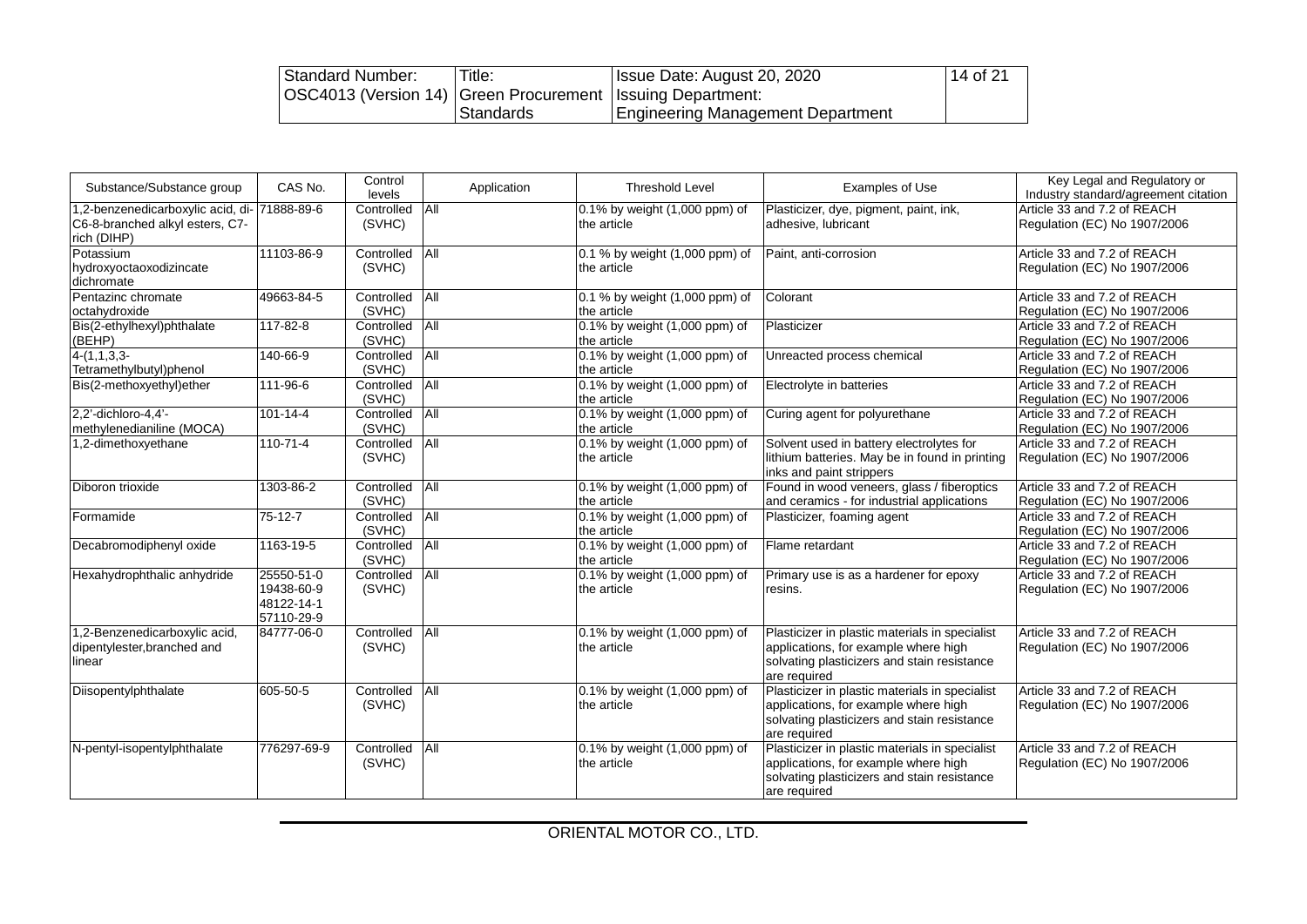| Substance/Substance group | CAS No. | Control levels | Application | Threshold Level | Examples of Use | Key Legal and Regulatory or Industry standard/agreement citation |
|---|---|---|---|---|---|---|
| 1,2-benzenedicarboxylic acid, di-C6-8-branched alkyl esters, C7-rich (DIHP) | 71888-89-6 | Controlled (SVHC) | All | 0.1% by weight (1,000 ppm) of the article | Plasticizer, dye, pigment, paint, ink, adhesive, lubricant | Article 33 and 7.2 of REACH Regulation (EC) No 1907/2006 |
| Potassium hydroxyoctaoxodizincate dichromate | 11103-86-9 | Controlled (SVHC) | All | 0.1 % by weight (1,000 ppm) of the article | Paint, anti-corrosion | Article 33 and 7.2 of REACH Regulation (EC) No 1907/2006 |
| Pentazinc chromate octahydroxide | 49663-84-5 | Controlled (SVHC) | All | 0.1 % by weight (1,000 ppm) of the article | Colorant | Article 33 and 7.2 of REACH Regulation (EC) No 1907/2006 |
| Bis(2-ethylhexyl)phthalate (BEHP) | 117-82-8 | Controlled (SVHC) | All | 0.1% by weight (1,000 ppm) of the article | Plasticizer | Article 33 and 7.2 of REACH Regulation (EC) No 1907/2006 |
| 4-(1,1,3,3-Tetramethylbutyl)phenol | 140-66-9 | Controlled (SVHC) | All | 0.1% by weight (1,000 ppm) of the article | Unreacted process chemical | Article 33 and 7.2 of REACH Regulation (EC) No 1907/2006 |
| Bis(2-methoxyethyl)ether | 111-96-6 | Controlled (SVHC) | All | 0.1% by weight (1,000 ppm) of the article | Electrolyte in batteries | Article 33 and 7.2 of REACH Regulation (EC) No 1907/2006 |
| 2,2'-dichloro-4,4'-methylenedianiline (MOCA) | 101-14-4 | Controlled (SVHC) | All | 0.1% by weight (1,000 ppm) of the article | Curing agent for polyurethane | Article 33 and 7.2 of REACH Regulation (EC) No 1907/2006 |
| 1,2-dimethoxyethane | 110-71-4 | Controlled (SVHC) | All | 0.1% by weight (1,000 ppm) of the article | Solvent used in battery electrolytes for lithium batteries. May be in found in printing inks and paint strippers | Article 33 and 7.2 of REACH Regulation (EC) No 1907/2006 |
| Diboron trioxide | 1303-86-2 | Controlled (SVHC) | All | 0.1% by weight (1,000 ppm) of the article | Found in wood veneers, glass / fiberoptics and ceramics - for industrial applications | Article 33 and 7.2 of REACH Regulation (EC) No 1907/2006 |
| Formamide | 75-12-7 | Controlled (SVHC) | All | 0.1% by weight (1,000 ppm) of the article | Plasticizer, foaming agent | Article 33 and 7.2 of REACH Regulation (EC) No 1907/2006 |
| Decabromodiphenyl oxide | 1163-19-5 | Controlled (SVHC) | All | 0.1% by weight (1,000 ppm) of the article | Flame retardant | Article 33 and 7.2 of REACH Regulation (EC) No 1907/2006 |
| Hexahydrophthalic anhydride | 25550-51-0<br>19438-60-9<br>48122-14-1<br>57110-29-9 | Controlled (SVHC) | All | 0.1% by weight (1,000 ppm) of the article | Primary use is as a hardener for epoxy resins. | Article 33 and 7.2 of REACH Regulation (EC) No 1907/2006 |
| 1,2-Benzenedicarboxylic acid, dipentylester,branched and linear | 84777-06-0 | Controlled (SVHC) | All | 0.1% by weight (1,000 ppm) of the article | Plasticizer in plastic materials in specialist applications, for example where high solvating plasticizers and stain resistance are required | Article 33 and 7.2 of REACH Regulation (EC) No 1907/2006 |
| Diisopentylphthalate | 605-50-5 | Controlled (SVHC) | All | 0.1% by weight (1,000 ppm) of the article | Plasticizer in plastic materials in specialist applications, for example where high solvating plasticizers and stain resistance are required | Article 33 and 7.2 of REACH Regulation (EC) No 1907/2006 |
| N-pentyl-isopentylphthalate | 776297-69-9 | Controlled (SVHC) | All | 0.1% by weight (1,000 ppm) of the article | Plasticizer in plastic materials in specialist applications, for example where high solvating plasticizers and stain resistance are required | Article 33 and 7.2 of REACH Regulation (EC) No 1907/2006 |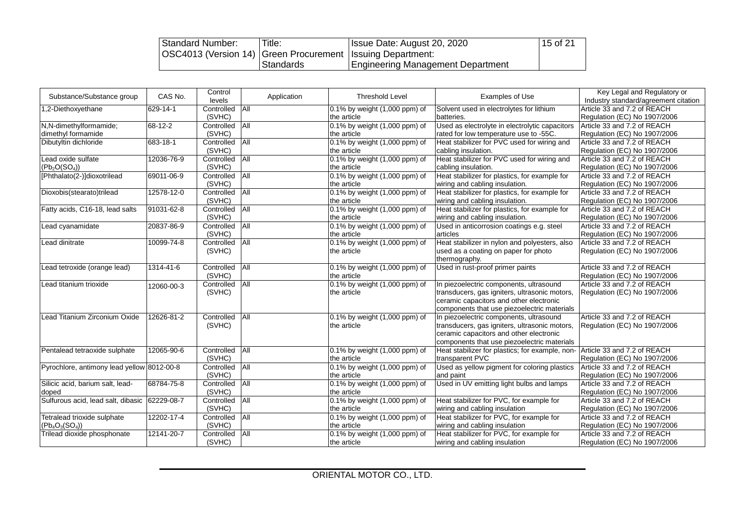| Substance/Substance group | CAS No. | Control levels | Application | Threshold Level | Examples of Use | Key Legal and Regulatory or Industry standard/agreement citation |
|---|---|---|---|---|---|---|
| 1,2-Diethoxyethane | 629-14-1 | Controlled (SVHC) | All | 0.1% by weight (1,000 ppm) of the article | Solvent used in electrolytes for lithium batteries. | Article 33 and 7.2 of REACH Regulation (EC) No 1907/2006 |
| N,N-dimethylformamide; dimethyl formamide | 68-12-2 | Controlled (SVHC) | All | 0.1% by weight (1,000 ppm) of the article | Used as electrolyte in electrolytic capacitors rated for low temperature use to -55C. | Article 33 and 7.2 of REACH Regulation (EC) No 1907/2006 |
| Dibutyltin dichloride | 683-18-1 | Controlled (SVHC) | All | 0.1% by weight (1,000 ppm) of the article | Heat stabilizer for PVC used for wiring and cabling insulation. | Article 33 and 7.2 of REACH Regulation (EC) No 1907/2006 |
| Lead oxide sulfate ($Pb_2O(SO_4)$) | 12036-76-9 | Controlled (SVHC) | All | 0.1% by weight (1,000 ppm) of the article | Heat stabilizer for PVC used for wiring and cabling insulation. | Article 33 and 7.2 of REACH Regulation (EC) No 1907/2006 |
| [Phthalato(2-)]dioxotrilead | 69011-06-9 | Controlled (SVHC) | All | 0.1% by weight (1,000 ppm) of the article | Heat stabilizer for plastics, for example for wiring and cabling insulation. | Article 33 and 7.2 of REACH Regulation (EC) No 1907/2006 |
| Dioxobis(stearato)trilead | 12578-12-0 | Controlled (SVHC) | All | 0.1% by weight (1,000 ppm) of the article | Heat stabilizer for plastics, for example for wiring and cabling insulation. | Article 33 and 7.2 of REACH Regulation (EC) No 1907/2006 |
| Fatty acids, C16-18, lead salts | 91031-62-8 | Controlled (SVHC) | All | 0.1% by weight (1,000 ppm) of the article | Heat stabilizer for plastics, for example for wiring and cabling insulation. | Article 33 and 7.2 of REACH Regulation (EC) No 1907/2006 |
| Lead cyanamidate | 20837-86-9 | Controlled (SVHC) | All | 0.1% by weight (1,000 ppm) of the article | Used in anticorrosion coatings e.g. steel articles | Article 33 and 7.2 of REACH Regulation (EC) No 1907/2006 |
| Lead dinitrate | 10099-74-8 | Controlled (SVHC) | All | 0.1% by weight (1,000 ppm) of the article | Heat stabilizer in nylon and polyesters, also used as a coating on paper for photo thermography. | Article 33 and 7.2 of REACH Regulation (EC) No 1907/2006 |
| Lead tetroxide (orange lead) | 1314-41-6 | Controlled (SVHC) | All | 0.1% by weight (1,000 ppm) of the article | Used in rust-proof primer paints | Article 33 and 7.2 of REACH Regulation (EC) No 1907/2006 |
| Lead titanium trioxide | 12060-00-3 | Controlled (SVHC) | All | 0.1% by weight (1,000 ppm) of the article | In piezoelectric components, ultrasound transducers, gas igniters, ultrasonic motors, ceramic capacitors and other electronic components that use piezoelectric materials | Article 33 and 7.2 of REACH Regulation (EC) No 1907/2006 |
| Lead Titanium Zirconium Oxide | 12626-81-2 | Controlled (SVHC) | All | 0.1% by weight (1,000 ppm) of the article | In piezoelectric components, ultrasound transducers, gas igniters, ultrasonic motors, ceramic capacitors and other electronic components that use piezoelectric materials | Article 33 and 7.2 of REACH Regulation (EC) No 1907/2006 |
| Pentalead tetraoxide sulphate | 12065-90-6 | Controlled (SVHC) | All | 0.1% by weight (1,000 ppm) of the article | Heat stabilizer for plastics; for example, non-transparent PVC | Article 33 and 7.2 of REACH Regulation (EC) No 1907/2006 |
| Pyrochlore, antimony lead yellow | 8012-00-8 | Controlled (SVHC) | All | 0.1% by weight (1,000 ppm) of the article | Used as yellow pigment for coloring plastics and paint | Article 33 and 7.2 of REACH Regulation (EC) No 1907/2006 |
| Silicic acid, barium salt, lead-doped | 68784-75-8 | Controlled (SVHC) | All | 0.1% by weight (1,000 ppm) of the article | Used in UV emitting light bulbs and lamps | Article 33 and 7.2 of REACH Regulation (EC) No 1907/2006 |
| Sulfurous acid, lead salt, dibasic | 62229-08-7 | Controlled (SVHC) | All | 0.1% by weight (1,000 ppm) of the article | Heat stabilizer for PVC, for example for wiring and cabling insulation | Article 33 and 7.2 of REACH Regulation (EC) No 1907/2006 |
| Tetralead trioxide sulphate ($Pb_4O_3(SO_4)$) | 12202-17-4 | Controlled (SVHC) | All | 0.1% by weight (1,000 ppm) of the article | Heat stabilizer for PVC, for example for wiring and cabling insulation | Article 33 and 7.2 of REACH Regulation (EC) No 1907/2006 |
| Trilead dioxide phosphonate | 12141-20-7 | Controlled (SVHC) | All | 0.1% by weight (1,000 ppm) of the article | Heat stabilizer for PVC, for example for wiring and cabling insulation | Article 33 and 7.2 of REACH Regulation (EC) No 1907/2006 |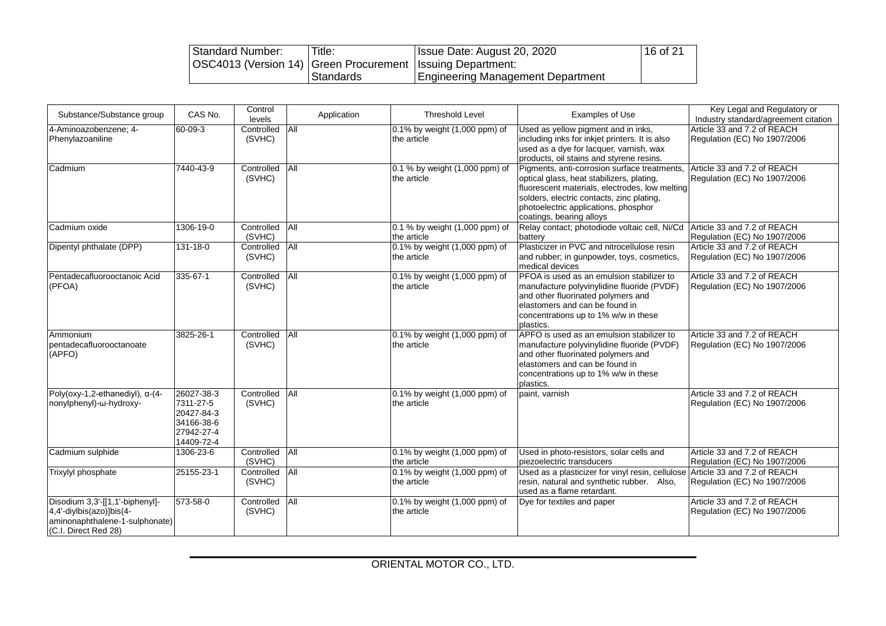| Substance/Substance group | CAS No. | Control levels | Application | Threshold Level | Examples of Use | Key Legal and Regulatory or Industry standard/agreement citation |
|---|---|---|---|---|---|---|
| 4-Aminoazobenzene; 4-Phenylazoaniline | 60-09-3 | Controlled (SVHC) | All | 0.1% by weight (1,000 ppm) of the article | Used as yellow pigment and in inks, including inks for inkjet printers. It is also used as a dye for lacquer, varnish, wax products, oil stains and styrene resins. | Article 33 and 7.2 of REACH Regulation (EC) No 1907/2006 |
| Cadmium | 7440-43-9 | Controlled (SVHC) | All | 0.1 % by weight (1,000 ppm) of the article | Pigments, anti-corrosion surface treatments, optical glass, heat stabilizers, plating, fluorescent materials, electrodes, low melting solders, electric contacts, zinc plating, photoelectric applications, phosphor coatings, bearing alloys | Article 33 and 7.2 of REACH Regulation (EC) No 1907/2006 |
| Cadmium oxide | 1306-19-0 | Controlled (SVHC) | All | 0.1 % by weight (1,000 ppm) of the article | Relay contact; photodiode voltaic cell, Ni/Cd battery | Article 33 and 7.2 of REACH Regulation (EC) No 1907/2006 |
| Dipentyl phthalate (DPP) | 131-18-0 | Controlled (SVHC) | All | 0.1% by weight (1,000 ppm) of the article | Plasticizer in PVC and nitrocellulose resin and rubber; in gunpowder, toys, cosmetics, medical devices | Article 33 and 7.2 of REACH Regulation (EC) No 1907/2006 |
| Pentadecafluorooctanoic Acid (PFOA) | 335-67-1 | Controlled (SVHC) | All | 0.1% by weight (1,000 ppm) of the article | PFOA is used as an emulsion stabilizer to manufacture polyvinylidine fluoride (PVDF) and other fluorinated polymers and elastomers and can be found in concentrations up to 1% w/w in these plastics. | Article 33 and 7.2 of REACH Regulation (EC) No 1907/2006 |
| Ammonium pentadecafluorooctanoate (APFO) | 3825-26-1 | Controlled (SVHC) | All | 0.1% by weight (1,000 ppm) of the article | APFO is used as an emulsion stabilizer to manufacture polyvinylidine fluoride (PVDF) and other fluorinated polymers and elastomers and can be found in concentrations up to 1% w/w in these plastics. | Article 33 and 7.2 of REACH Regulation (EC) No 1907/2006 |
| Poly(oxy-1,2-ethanediyl), α-(4-nonylphenyl)-ω-hydroxy- | 26027-38-3<br>7311-27-5<br>20427-84-3<br>34166-38-6<br>27942-27-4<br>14409-72-4 | Controlled (SVHC) | All | 0.1% by weight (1,000 ppm) of the article | paint, varnish | Article 33 and 7.2 of REACH Regulation (EC) No 1907/2006 |
| Cadmium sulphide | 1306-23-6 | Controlled (SVHC) | All | 0.1% by weight (1,000 ppm) of the article | Used in photo-resistors, solar cells and piezoelectric transducers | Article 33 and 7.2 of REACH Regulation (EC) No 1907/2006 |
| Trixylyl phosphate | 25155-23-1 | Controlled (SVHC) | All | 0.1% by weight (1,000 ppm) of the article | Used as a plasticizer for vinyl resin, cellulose resin, natural and synthetic rubber. Also, used as a flame retardant. | Article 33 and 7.2 of REACH Regulation (EC) No 1907/2006 |
| Disodium 3,3'-[[1,1'-biphenyl]-4,4'-diylbis(azo)]bis(4-aminonaphthalene-1-sulphonate) (C.I. Direct Red 28) | 573-58-0 | Controlled (SVHC) | All | 0.1% by weight (1,000 ppm) of the article | Dye for textiles and paper | Article 33 and 7.2 of REACH Regulation (EC) No 1907/2006 |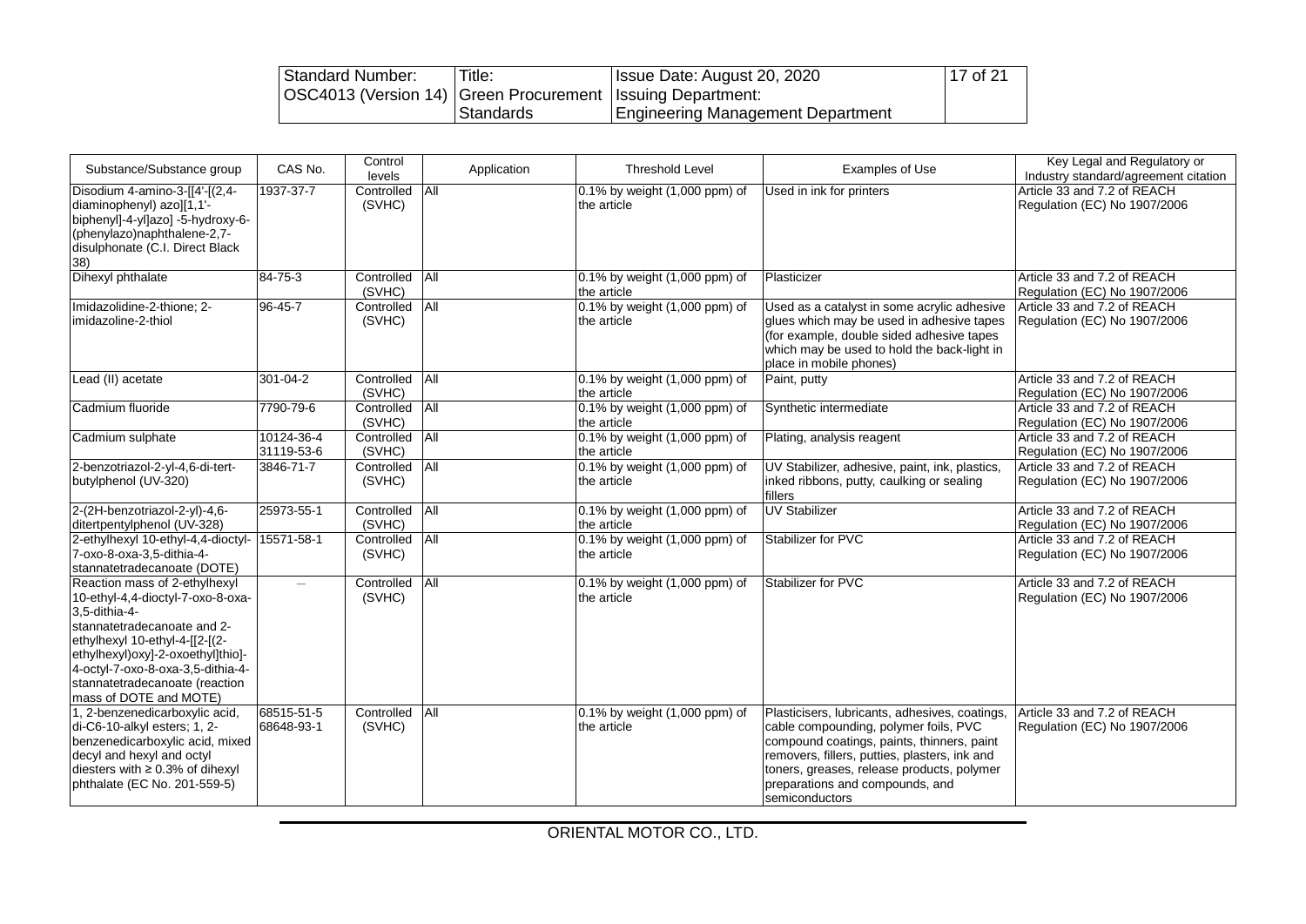| Substance/Substance group | CAS No. | Control levels | Application | Threshold Level | Examples of Use | Key Legal and Regulatory or Industry standard/agreement citation |
|---|---|---|---|---|---|---|
| Disodium 4-amino-3-[[4'-[(2,4-diaminophenyl) azo][1,1'-biphenyl]-4-yl]azo] -5-hydroxy-6-(phenylazo)naphthalene-2,7-disulphonate (C.I. Direct Black 38) | 1937-37-7 | Controlled (SVHC) | All | 0.1% by weight (1,000 ppm) of the article | Used in ink for printers | Article 33 and 7.2 of REACH Regulation (EC) No 1907/2006 |
| Dihexyl phthalate | 84-75-3 | Controlled (SVHC) | All | 0.1% by weight (1,000 ppm) of the article | Plasticizer | Article 33 and 7.2 of REACH Regulation (EC) No 1907/2006 |
| Imidazolidine-2-thione; 2-imidazoline-2-thiol | 96-45-7 | Controlled (SVHC) | All | 0.1% by weight (1,000 ppm) of the article | Used as a catalyst in some acrylic adhesive glues which may be used in adhesive tapes (for example, double sided adhesive tapes which may be used to hold the back-light in place in mobile phones) | Article 33 and 7.2 of REACH Regulation (EC) No 1907/2006 |
| Lead (II) acetate | 301-04-2 | Controlled (SVHC) | All | 0.1% by weight (1,000 ppm) of the article | Paint, putty | Article 33 and 7.2 of REACH Regulation (EC) No 1907/2006 |
| Cadmium fluoride | 7790-79-6 | Controlled (SVHC) | All | 0.1% by weight (1,000 ppm) of the article | Synthetic intermediate | Article 33 and 7.2 of REACH Regulation (EC) No 1907/2006 |
| Cadmium sulphate | 10124-36-4 31119-53-6 | Controlled (SVHC) | All | 0.1% by weight (1,000 ppm) of the article | Plating, analysis reagent | Article 33 and 7.2 of REACH Regulation (EC) No 1907/2006 |
| 2-benzotriazol-2-yl-4,6-di-tert-butylphenol (UV-320) | 3846-71-7 | Controlled (SVHC) | All | 0.1% by weight (1,000 ppm) of the article | UV Stabilizer, adhesive, paint, ink, plastics, inked ribbons, putty, caulking or sealing fillers | Article 33 and 7.2 of REACH Regulation (EC) No 1907/2006 |
| 2-(2H-benzotriazol-2-yl)-4,6-ditertpentylphenol (UV-328) | 25973-55-1 | Controlled (SVHC) | All | 0.1% by weight (1,000 ppm) of the article | UV Stabilizer | Article 33 and 7.2 of REACH Regulation (EC) No 1907/2006 |
| 2-ethylhexyl 10-ethyl-4,4-dioctyl-7-oxo-8-oxa-3,5-dithia-4-stannatetradecanoate (DOTE) | 15571-58-1 | Controlled (SVHC) | All | 0.1% by weight (1,000 ppm) of the article | Stabilizer for PVC | Article 33 and 7.2 of REACH Regulation (EC) No 1907/2006 |
| Reaction mass of 2-ethylhexyl 10-ethyl-4,4-dioctyl-7-oxo-8-oxa-3,5-dithia-4-stannatetradecanoate and 2-ethylhexyl 10-ethyl-4-[[2-[(2-ethylhexyl)oxy]-2-oxoethyl]thio]-4-octyl-7-oxo-8-oxa-3,5-dithia-4-stannatetradecanoate (reaction mass of DOTE and MOTE) | — | Controlled (SVHC) | All | 0.1% by weight (1,000 ppm) of the article | Stabilizer for PVC | Article 33 and 7.2 of REACH Regulation (EC) No 1907/2006 |
| 1, 2-benzenedicarboxylic acid, di-C6-10-alkyl esters; 1, 2-benzenedicarboxylic acid, mixed decyl and hexyl and octyl diesters with ≥ 0.3% of dihexyl phthalate (EC No. 201-559-5) | 68515-51-5 68648-93-1 | Controlled (SVHC) | All | 0.1% by weight (1,000 ppm) of the article | Plasticisers, lubricants, adhesives, coatings, cable compounding, polymer foils, PVC compound coatings, paints, thinners, paint removers, fillers, putties, plasters, ink and toners, greases, release products, polymer preparations and compounds, and semiconductors | Article 33 and 7.2 of REACH Regulation (EC) No 1907/2006 |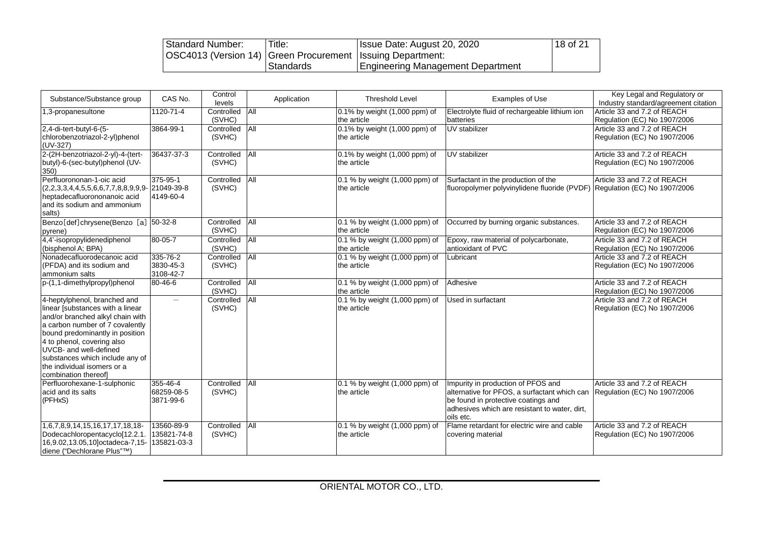| Substance/Substance group | CAS No. | Control levels | Application | Threshold Level | Examples of Use | Key Legal and Regulatory or Industry standard/agreement citation |
|---|---|---|---|---|---|---|
| 1,3-propanesultone | 1120-71-4 | Controlled (SVHC) | All | 0.1% by weight (1,000 ppm) of the article | Electrolyte fluid of rechargeable lithium ion batteries | Article 33 and 7.2 of REACH Regulation (EC) No 1907/2006 |
| 2,4-di-tert-butyl-6-(5-chlorobenzotriazol-2-yl)phenol (UV-327) | 3864-99-1 | Controlled (SVHC) | All | 0.1% by weight (1,000 ppm) of the article | UV stabilizer | Article 33 and 7.2 of REACH Regulation (EC) No 1907/2006 |
| 2-(2H-benzotriazol-2-yl)-4-(tert-butyl)-6-(sec-butyl)phenol (UV-350) | 36437-37-3 | Controlled (SVHC) | All | 0.1% by weight (1,000 ppm) of the article | UV stabilizer | Article 33 and 7.2 of REACH Regulation (EC) No 1907/2006 |
| Perfluorononan-1-oic acid (2,2,3,3,4,4,5,5,6,6,7,7,8,8,9,9,9-heptadecafluorononanoic acid and its sodium and ammonium salts) | 375-95-1<br>21049-39-8<br>4149-60-4 | Controlled (SVHC) | All | 0.1 % by weight (1,000 ppm) of the article | Surfactant in the production of the fluoropolymer polyvinylidene fluoride (PVDF) | Article 33 and 7.2 of REACH Regulation (EC) No 1907/2006 |
| Benzo[def]chrysene(Benzo [a] pyrene) | 50-32-8 | Controlled (SVHC) | All | 0.1 % by weight (1,000 ppm) of the article | Occurred by burning organic substances. | Article 33 and 7.2 of REACH Regulation (EC) No 1907/2006 |
| 4,4'-isopropylidenediphenol (bisphenol A; BPA) | 80-05-7 | Controlled (SVHC) | All | 0.1 % by weight (1,000 ppm) of the article | Epoxy, raw material of polycarbonate, antioxidant of PVC | Article 33 and 7.2 of REACH Regulation (EC) No 1907/2006 |
| Nonadecafluorodecanoic acid (PFDA) and its sodium and ammonium salts | 335-76-2<br>3830-45-3<br>3108-42-7 | Controlled (SVHC) | All | 0.1 % by weight (1,000 ppm) of the article | Lubricant | Article 33 and 7.2 of REACH Regulation (EC) No 1907/2006 |
| p-(1,1-dimethylpropyl)phenol | 80-46-6 | Controlled (SVHC) | All | 0.1 % by weight (1,000 ppm) of the article | Adhesive | Article 33 and 7.2 of REACH Regulation (EC) No 1907/2006 |
| 4-heptylphenol, branched and linear [substances with a linear and/or branched alkyl chain with a carbon number of 7 covalently bound predominantly in position 4 to phenol, covering also UVCB- and well-defined substances which include any of the individual isomers or a combination thereof] | — | Controlled (SVHC) | All | 0.1 % by weight (1,000 ppm) of the article | Used in surfactant | Article 33 and 7.2 of REACH Regulation (EC) No 1907/2006 |
| Perfluorohexane-1-sulphonic acid and its salts (PFHxS) | 355-46-4<br>68259-08-5<br>3871-99-6 | Controlled (SVHC) | All | 0.1 % by weight (1,000 ppm) of the article | Impurity in production of PFOS and alternative for PFOS, a surfactant which can be found in protective coatings and adhesives which are resistant to water, dirt, oils etc. | Article 33 and 7.2 of REACH Regulation (EC) No 1907/2006 |
| 1,6,7,8,9,14,15,16,17,17,18,18-Dodecachloropentacyclo[12.2.1.16,9.02,13.05,10]octadeca-7,15-diene ("Dechlorane Plus"™) | 13560-89-9<br>135821-74-8<br>135821-03-3 | Controlled (SVHC) | All | 0.1 % by weight (1,000 ppm) of the article | Flame retardant for electric wire and cable covering material | Article 33 and 7.2 of REACH Regulation (EC) No 1907/2006 |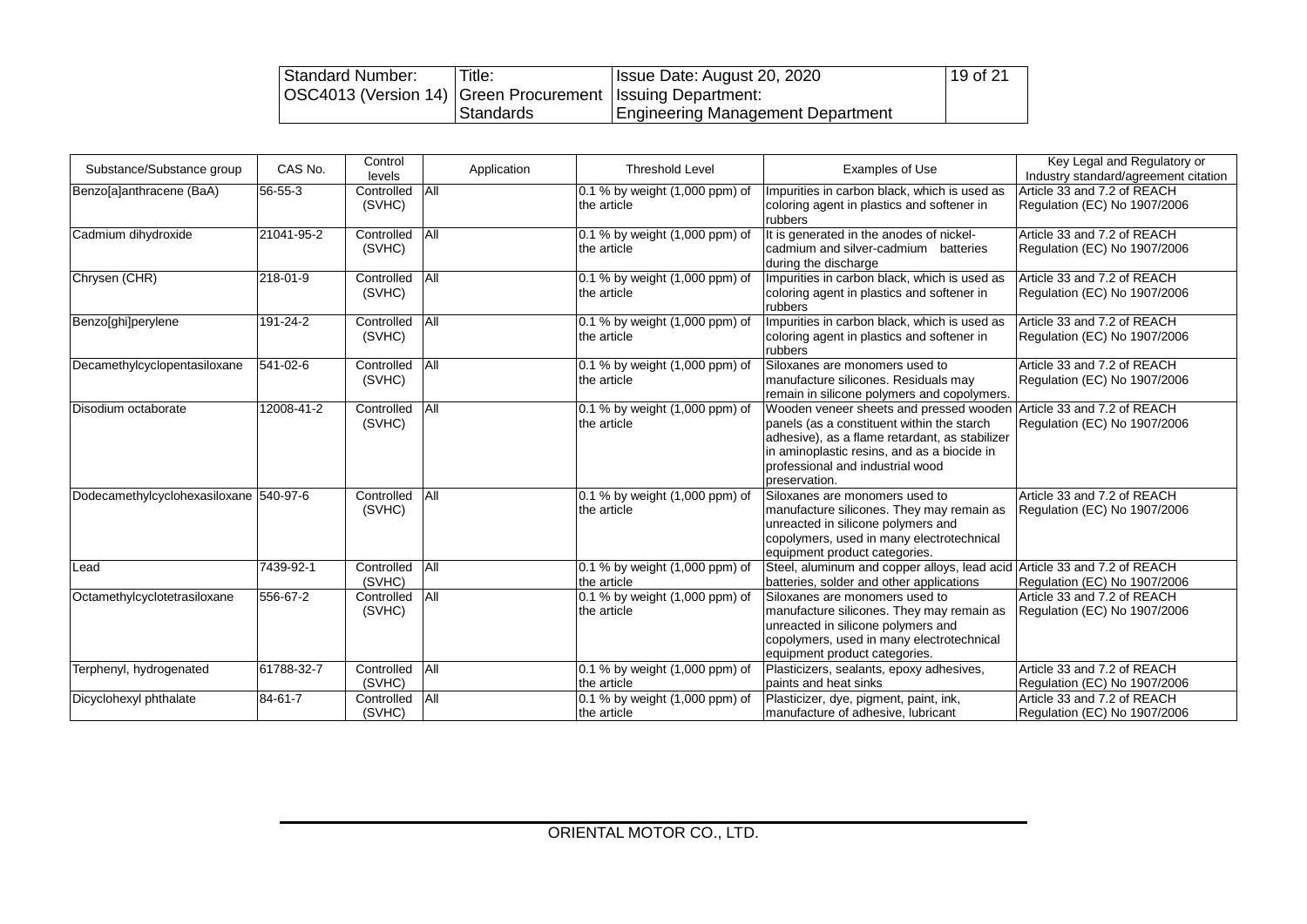| Substance/Substance group | CAS No. | Control levels | Application | Threshold Level | Examples of Use | Key Legal and Regulatory or Industry standard/agreement citation |
|---|---|---|---|---|---|---|
| Benzo[a]anthracene (BaA) | 56-55-3 | Controlled (SVHC) | All | 0.1 % by weight (1,000 ppm) of the article | Impurities in carbon black, which is used as coloring agent in plastics and softener in rubbers | Article 33 and 7.2 of REACH Regulation (EC) No 1907/2006 |
| Cadmium dihydroxide | 21041-95-2 | Controlled (SVHC) | All | 0.1 % by weight (1,000 ppm) of the article | It is generated in the anodes of nickel-cadmium and silver-cadmium batteries during the discharge | Article 33 and 7.2 of REACH Regulation (EC) No 1907/2006 |
| Chrysen (CHR) | 218-01-9 | Controlled (SVHC) | All | 0.1 % by weight (1,000 ppm) of the article | Impurities in carbon black, which is used as coloring agent in plastics and softener in rubbers | Article 33 and 7.2 of REACH Regulation (EC) No 1907/2006 |
| Benzo[ghi]perylene | 191-24-2 | Controlled (SVHC) | All | 0.1 % by weight (1,000 ppm) of the article | Impurities in carbon black, which is used as coloring agent in plastics and softener in rubbers | Article 33 and 7.2 of REACH Regulation (EC) No 1907/2006 |
| Decamethylcyclopentasiloxane | 541-02-6 | Controlled (SVHC) | All | 0.1 % by weight (1,000 ppm) of the article | Siloxanes are monomers used to manufacture silicones. Residuals may remain in silicone polymers and copolymers. | Article 33 and 7.2 of REACH Regulation (EC) No 1907/2006 |
| Disodium octaborate | 12008-41-2 | Controlled (SVHC) | All | 0.1 % by weight (1,000 ppm) of the article | Wooden veneer sheets and pressed wooden panels (as a constituent within the starch adhesive), as a flame retardant, as stabilizer in aminoplastic resins, and as a biocide in professional and industrial wood preservation. | Article 33 and 7.2 of REACH Regulation (EC) No 1907/2006 |
| Dodecamethylcyclohexasiloxane | 540-97-6 | Controlled (SVHC) | All | 0.1 % by weight (1,000 ppm) of the article | Siloxanes are monomers used to manufacture silicones. They may remain as unreacted in silicone polymers and copolymers, used in many electrotechnical equipment product categories. | Article 33 and 7.2 of REACH Regulation (EC) No 1907/2006 |
| Lead | 7439-92-1 | Controlled (SVHC) | All | 0.1 % by weight (1,000 ppm) of the article | Steel, aluminum and copper alloys, lead acid batteries, solder and other applications | Article 33 and 7.2 of REACH Regulation (EC) No 1907/2006 |
| Octamethylcyclotetrasiloxane | 556-67-2 | Controlled (SVHC) | All | 0.1 % by weight (1,000 ppm) of the article | Siloxanes are monomers used to manufacture silicones. They may remain as unreacted in silicone polymers and copolymers, used in many electrotechnical equipment product categories. | Article 33 and 7.2 of REACH Regulation (EC) No 1907/2006 |
| Terphenyl, hydrogenated | 61788-32-7 | Controlled (SVHC) | All | 0.1 % by weight (1,000 ppm) of the article | Plasticizers, sealants, epoxy adhesives, paints and heat sinks | Article 33 and 7.2 of REACH Regulation (EC) No 1907/2006 |
| Dicyclohexyl phthalate | 84-61-7 | Controlled (SVHC) | All | 0.1 % by weight (1,000 ppm) of the article | Plasticizer, dye, pigment, paint, ink, manufacture of adhesive, lubricant | Article 33 and 7.2 of REACH Regulation (EC) No 1907/2006 |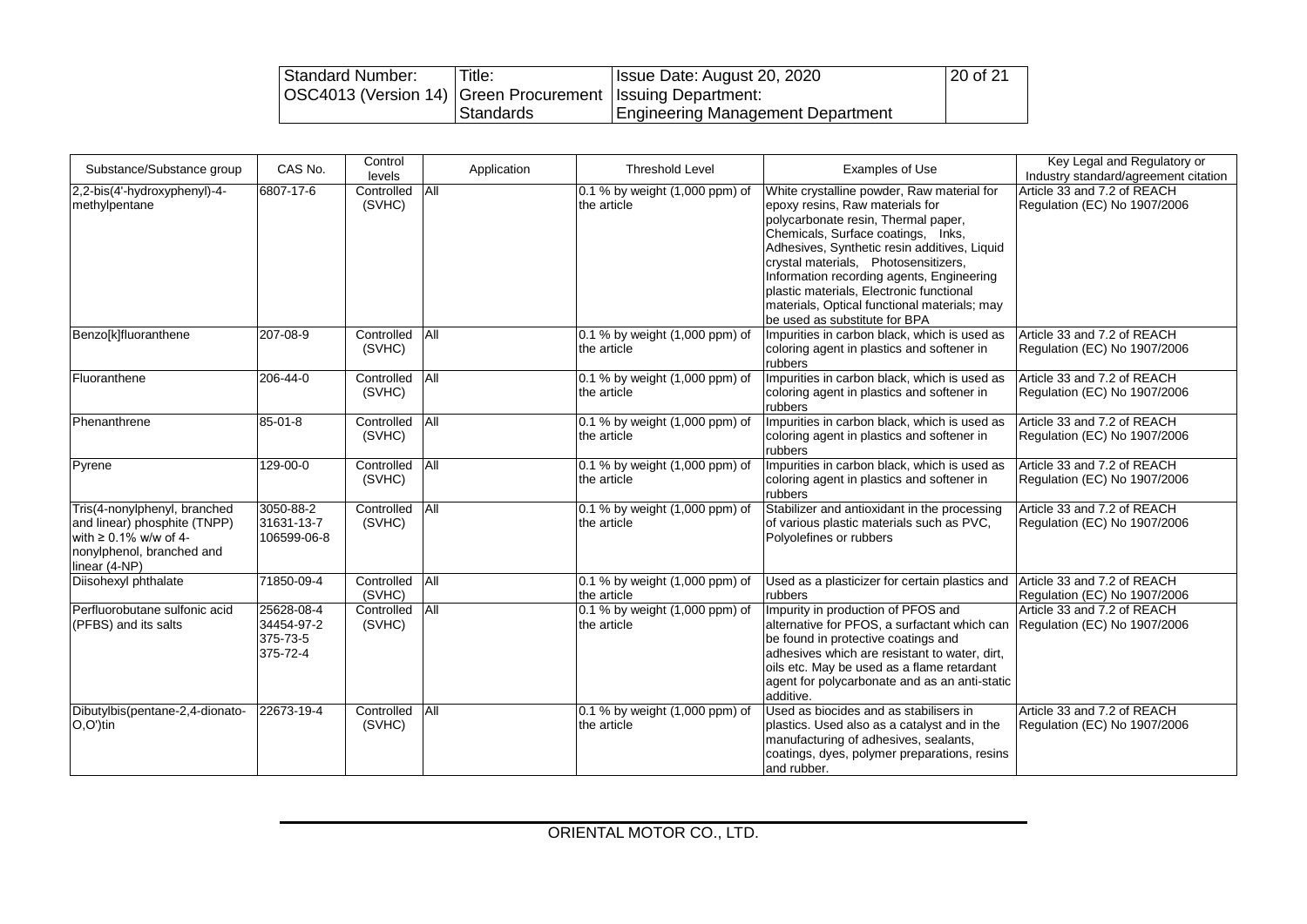| Substance/Substance group | CAS No. | Control levels | Application | Threshold Level | Examples of Use | Key Legal and Regulatory or Industry standard/agreement citation |
|---|---|---|---|---|---|---|
| 2,2-bis(4'-hydroxyphenyl)-4-methylpentane | 6807-17-6 | Controlled (SVHC) | All | 0.1 % by weight (1,000 ppm) of the article | White crystalline powder, Raw material for epoxy resins, Raw materials for polycarbonate resin, Thermal paper, Chemicals, Surface coatings, Inks, Adhesives, Synthetic resin additives, Liquid crystal materials, Photosensitizers, Information recording agents, Engineering plastic materials, Electronic functional materials, Optical functional materials; may be used as substitute for BPA | Article 33 and 7.2 of REACH Regulation (EC) No 1907/2006 |
| Benzo[k]fluoranthene | 207-08-9 | Controlled (SVHC) | All | 0.1 % by weight (1,000 ppm) of the article | Impurities in carbon black, which is used as coloring agent in plastics and softener in rubbers | Article 33 and 7.2 of REACH Regulation (EC) No 1907/2006 |
| Fluoranthene | 206-44-0 | Controlled (SVHC) | All | 0.1 % by weight (1,000 ppm) of the article | Impurities in carbon black, which is used as coloring agent in plastics and softener in rubbers | Article 33 and 7.2 of REACH Regulation (EC) No 1907/2006 |
| Phenanthrene | 85-01-8 | Controlled (SVHC) | All | 0.1 % by weight (1,000 ppm) of the article | Impurities in carbon black, which is used as coloring agent in plastics and softener in rubbers | Article 33 and 7.2 of REACH Regulation (EC) No 1907/2006 |
| Pyrene | 129-00-0 | Controlled (SVHC) | All | 0.1 % by weight (1,000 ppm) of the article | Impurities in carbon black, which is used as coloring agent in plastics and softener in rubbers | Article 33 and 7.2 of REACH Regulation (EC) No 1907/2006 |
| Tris(4-nonylphenyl, branched and linear) phosphite (TNPP) with ≥ 0.1% w/w of 4-nonylphenol, branched and linear (4-NP) | 3050-88-2<br>31631-13-7<br>106599-06-8 | Controlled (SVHC) | All | 0.1 % by weight (1,000 ppm) of the article | Stabilizer and antioxidant in the processing of various plastic materials such as PVC, Polyolefines or rubbers | Article 33 and 7.2 of REACH Regulation (EC) No 1907/2006 |
| Diisohexyl phthalate | 71850-09-4 | Controlled (SVHC) | All | 0.1 % by weight (1,000 ppm) of the article | Used as a plasticizer for certain plastics and rubbers | Article 33 and 7.2 of REACH Regulation (EC) No 1907/2006 |
| Perfluorobutane sulfonic acid (PFBS) and its salts | 25628-08-4<br>34454-97-2<br>375-73-5<br>375-72-4 | Controlled (SVHC) | All | 0.1 % by weight (1,000 ppm) of the article | Impurity in production of PFOS and alternative for PFOS, a surfactant which can be found in protective coatings and adhesives which are resistant to water, dirt, oils etc. May be used as a flame retardant agent for polycarbonate and as an anti-static additive. | Article 33 and 7.2 of REACH Regulation (EC) No 1907/2006 |
| Dibutylbis(pentane-2,4-dionato-O,O')tin | 22673-19-4 | Controlled (SVHC) | All | 0.1 % by weight (1,000 ppm) of the article | Used as biocides and as stabilisers in plastics. Used also as a catalyst and in the manufacturing of adhesives, sealants, coatings, dyes, polymer preparations, resins and rubber. | Article 33 and 7.2 of REACH Regulation (EC) No 1907/2006 |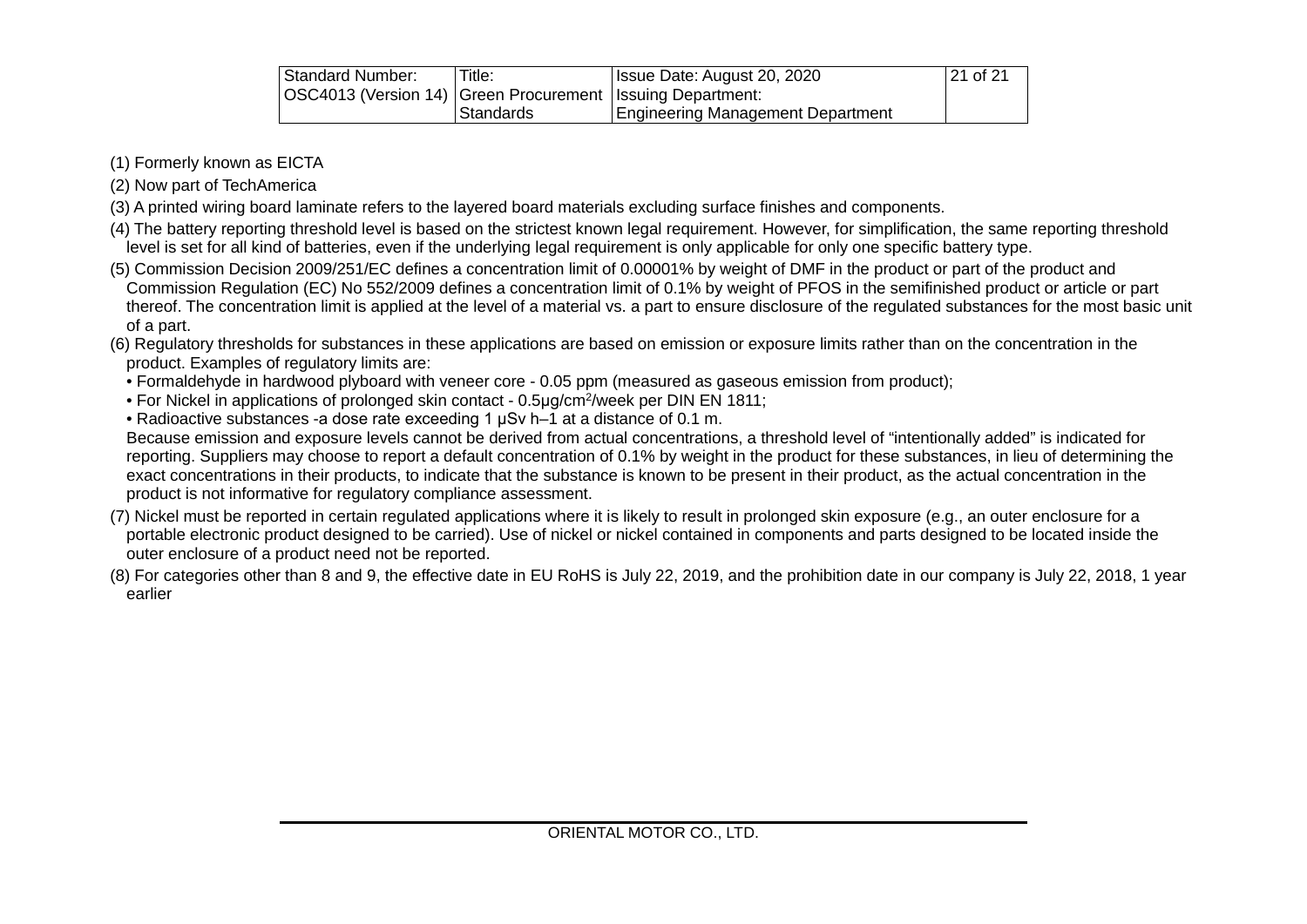(1) Formerly known as EICTA

(2) Now part of TechAmerica

(3) A printed wiring board laminate refers to the layered board materials excluding surface finishes and components.

(4) The battery reporting threshold level is based on the strictest known legal requirement. However, for simplification, the same reporting threshold level is set for all kind of batteries, even if the underlying legal requirement is only applicable for only one specific battery type.

(5) Commission Decision 2009/251/EC defines a concentration limit of 0.00001% by weight of DMF in the product or part of the product and Commission Regulation (EC) No 552/2009 defines a concentration limit of 0.1% by weight of PFOS in the semifinished product or article or part thereof. The concentration limit is applied at the level of a material vs. a part to ensure disclosure of the regulated substances for the most basic unit of a part.

(6) Regulatory thresholds for substances in these applications are based on emission or exposure limits rather than on the concentration in the product. Examples of regulatory limits are:

- Formaldehyde in hardwood plyboard with veneer core - 0.05 ppm (measured as gaseous emission from product);
- For Nickel in applications of prolonged skin contact - 0.5μg/cm$^2$/week per DIN EN 1811;
- Radioactive substances -a dose rate exceeding 1 μSv h–1 at a distance of 0.1 m.

Because emission and exposure levels cannot be derived from actual concentrations, a threshold level of "intentionally added" is indicated for reporting. Suppliers may choose to report a default concentration of 0.1% by weight in the product for these substances, in lieu of determining the exact concentrations in their products, to indicate that the substance is known to be present in their product, as the actual concentration in the product is not informative for regulatory compliance assessment.

(7) Nickel must be reported in certain regulated applications where it is likely to result in prolonged skin exposure (e.g., an outer enclosure for a portable electronic product designed to be carried). Use of nickel or nickel contained in components and parts designed to be located inside the outer enclosure of a product need not be reported.

(8) For categories other than 8 and 9, the effective date in EU RoHS is July 22, 2019, and the prohibition date in our company is July 22, 2018, 1 year earlier